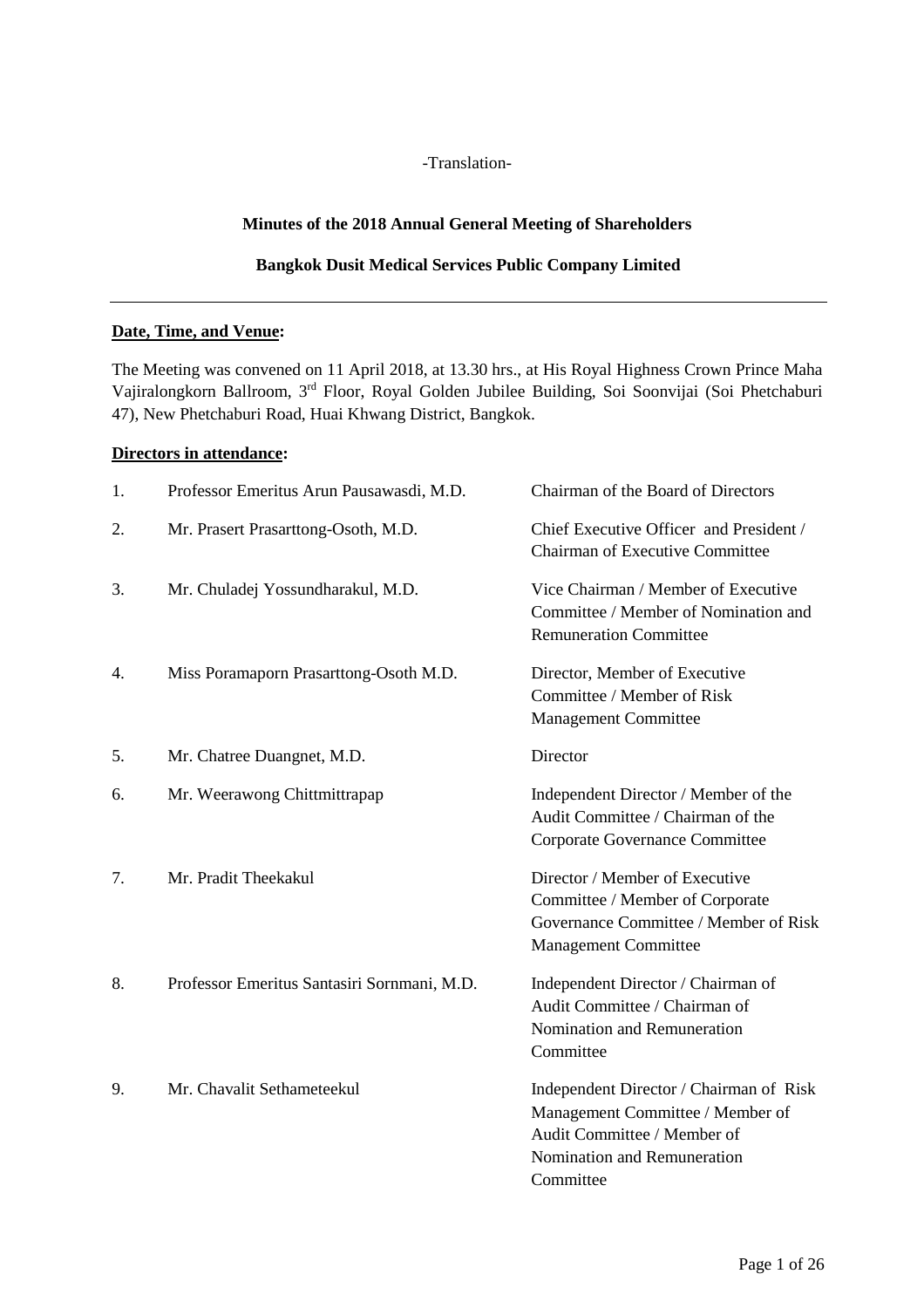-Translation-

**Minutes of the 2018 Annual General Meeting of Shareholders**

**Bangkok Dusit Medical Services Public Company Limited**

---

**Date, Time, and Venue:**

The Meeting was convened on 11 April 2018, at 13.30 hrs., at His Royal Highness Crown Prince Maha Vajiralongkorn Ballroom, 3rd Floor, Royal Golden Jubilee Building, Soi Soonvijai (Soi Phetchaburi 47), New Phetchaburi Road, Huai Khwang District, Bangkok.

**Directors in attendance:**

| No. | Name | Position |
|---|---|---|
| 1. | Professor Emeritus Arun Pausawasdi, M.D. | Chairman of the Board of Directors |
| 2. | Mr. Prasert Prasarttong-Osoth, M.D. | Chief Executive Officer and President / Chairman of Executive Committee |
| 3. | Mr. Chuladej Yossundharakul, M.D. | Vice Chairman / Member of Executive Committee / Member of Nomination and Remuneration Committee |
| 4. | Miss Poramaporn Prasarttong-Osoth M.D. | Director, Member of Executive Committee / Member of Risk Management Committee |
| 5. | Mr. Chatree Duangnet, M.D. | Director |
| 6. | Mr. Weerawong Chittmittrapap | Independent Director / Member of the Audit Committee / Chairman of the Corporate Governance Committee |
| 7. | Mr. Pradit Theekakul | Director / Member of Executive Committee / Member of Corporate Governance Committee / Member of Risk Management Committee |
| 8. | Professor Emeritus Santasiri Sornmani, M.D. | Independent Director / Chairman of Audit Committee / Chairman of Nomination and Remuneration Committee |
| 9. | Mr. Chavalit Sethameteekul | Independent Director / Chairman of Risk Management Committee / Member of Audit Committee / Member of Nomination and Remuneration Committee |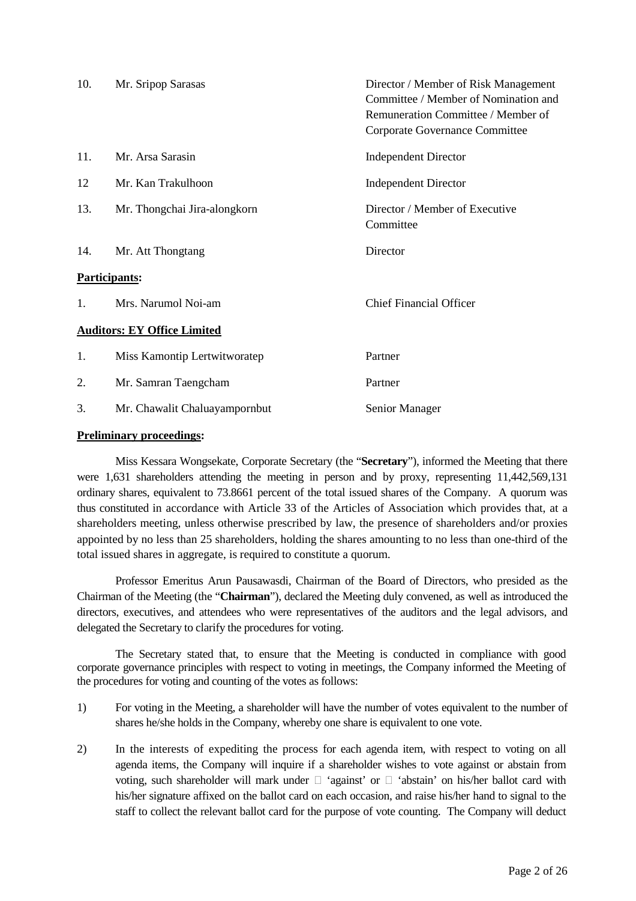| | | |
|---|---|---|
| 10. | Mr. Sripop Sarasas | Director / Member of Risk Management Committee / Member of Nomination and Remuneration Committee / Member of Corporate Governance Committee |
| 11. | Mr. Arsa Sarasin | Independent Director |
| 12 | Mr. Kan Trakulhoon | Independent Director |
| 13. | Mr. Thongchai Jira-alongkorn | Director / Member of Executive Committee |
| 14. | Mr. Att Thongtang | Director |

**Participants:**

| | | |
|---|---|---|
| 1. | Mrs. Narumol Noi-am | Chief Financial Officer |

**Auditors: EY Office Limited**

| | | |
|---|---|---|
| 1. | Miss Kamontip Lertwitworatep | Partner |
| 2. | Mr. Samran Taengcham | Partner |
| 3. | Mr. Chawalit Chaluayampornbut | Senior Manager |

**Preliminary proceedings:**

Miss Kessara Wongsekate, Corporate Secretary (the "**Secretary**"), informed the Meeting that there were 1,631 shareholders attending the meeting in person and by proxy, representing 11,442,569,131 ordinary shares, equivalent to 73.8661 percent of the total issued shares of the Company. A quorum was thus constituted in accordance with Article 33 of the Articles of Association which provides that, at a shareholders meeting, unless otherwise prescribed by law, the presence of shareholders and/or proxies appointed by no less than 25 shareholders, holding the shares amounting to no less than one-third of the total issued shares in aggregate, is required to constitute a quorum.

Professor Emeritus Arun Pausawasdi, Chairman of the Board of Directors, who presided as the Chairman of the Meeting (the "**Chairman**"), declared the Meeting duly convened, as well as introduced the directors, executives, and attendees who were representatives of the auditors and the legal advisors, and delegated the Secretary to clarify the procedures for voting.

The Secretary stated that, to ensure that the Meeting is conducted in compliance with good corporate governance principles with respect to voting in meetings, the Company informed the Meeting of the procedures for voting and counting of the votes as follows:

1) For voting in the Meeting, a shareholder will have the number of votes equivalent to the number of shares he/she holds in the Company, whereby one share is equivalent to one vote.

2) In the interests of expediting the process for each agenda item, with respect to voting on all agenda items, the Company will inquire if a shareholder wishes to vote against or abstain from voting, such shareholder will mark under ☐ 'against' or ☐ 'abstain' on his/her ballot card with his/her signature affixed on the ballot card on each occasion, and raise his/her hand to signal to the staff to collect the relevant ballot card for the purpose of vote counting. The Company will deduct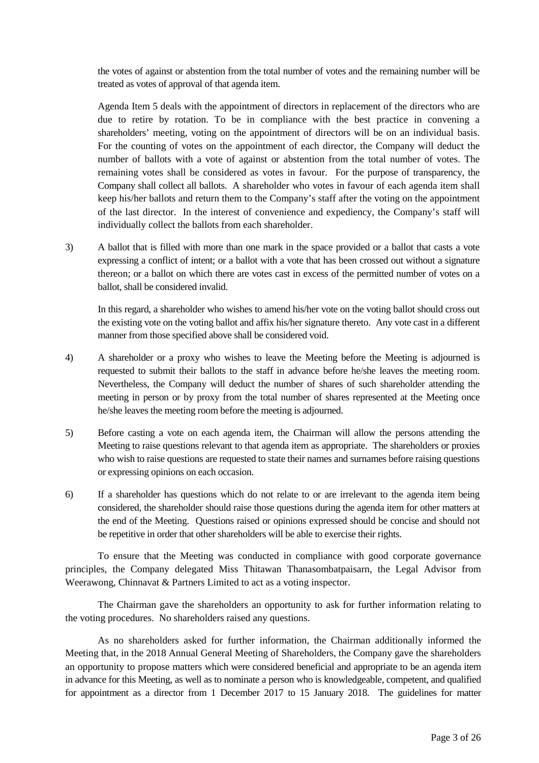the votes of against or abstention from the total number of votes and the remaining number will be treated as votes of approval of that agenda item.

Agenda Item 5 deals with the appointment of directors in replacement of the directors who are due to retire by rotation. To be in compliance with the best practice in convening a shareholders' meeting, voting on the appointment of directors will be on an individual basis. For the counting of votes on the appointment of each director, the Company will deduct the number of ballots with a vote of against or abstention from the total number of votes. The remaining votes shall be considered as votes in favour. For the purpose of transparency, the Company shall collect all ballots. A shareholder who votes in favour of each agenda item shall keep his/her ballots and return them to the Company's staff after the voting on the appointment of the last director. In the interest of convenience and expediency, the Company's staff will individually collect the ballots from each shareholder.

3) A ballot that is filled with more than one mark in the space provided or a ballot that casts a vote expressing a conflict of intent; or a ballot with a vote that has been crossed out without a signature thereon; or a ballot on which there are votes cast in excess of the permitted number of votes on a ballot, shall be considered invalid.

   In this regard, a shareholder who wishes to amend his/her vote on the voting ballot should cross out the existing vote on the voting ballot and affix his/her signature thereto. Any vote cast in a different manner from those specified above shall be considered void.

4) A shareholder or a proxy who wishes to leave the Meeting before the Meeting is adjourned is requested to submit their ballots to the staff in advance before he/she leaves the meeting room. Nevertheless, the Company will deduct the number of shares of such shareholder attending the meeting in person or by proxy from the total number of shares represented at the Meeting once he/she leaves the meeting room before the meeting is adjourned.

5) Before casting a vote on each agenda item, the Chairman will allow the persons attending the Meeting to raise questions relevant to that agenda item as appropriate. The shareholders or proxies who wish to raise questions are requested to state their names and surnames before raising questions or expressing opinions on each occasion.

6) If a shareholder has questions which do not relate to or are irrelevant to the agenda item being considered, the shareholder should raise those questions during the agenda item for other matters at the end of the Meeting. Questions raised or opinions expressed should be concise and should not be repetitive in order that other shareholders will be able to exercise their rights.

To ensure that the Meeting was conducted in compliance with good corporate governance principles, the Company delegated Miss Thitawan Thanasombatpaisarn, the Legal Advisor from Weerawong, Chinnavat & Partners Limited to act as a voting inspector.

The Chairman gave the shareholders an opportunity to ask for further information relating to the voting procedures. No shareholders raised any questions.

As no shareholders asked for further information, the Chairman additionally informed the Meeting that, in the 2018 Annual General Meeting of Shareholders, the Company gave the shareholders an opportunity to propose matters which were considered beneficial and appropriate to be an agenda item in advance for this Meeting, as well as to nominate a person who is knowledgeable, competent, and qualified for appointment as a director from 1 December 2017 to 15 January 2018. The guidelines for matter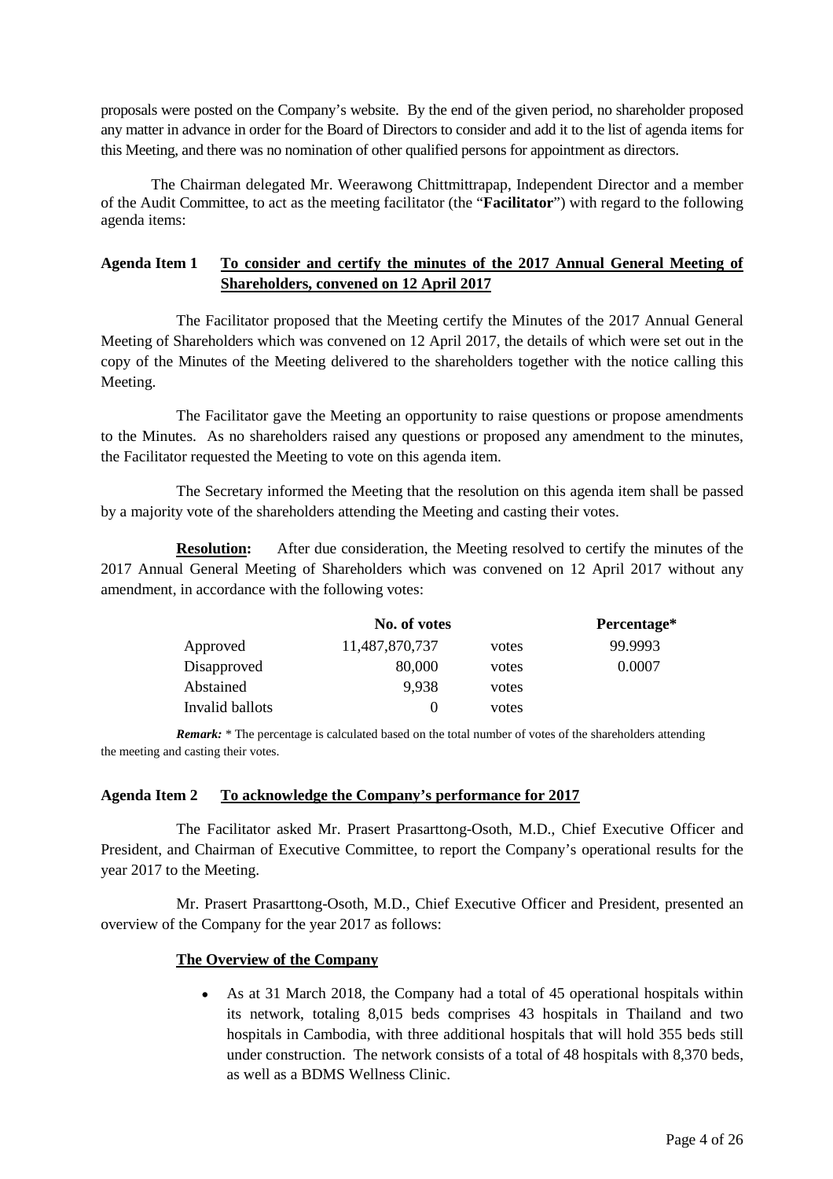proposals were posted on the Company's website. By the end of the given period, no shareholder proposed any matter in advance in order for the Board of Directors to consider and add it to the list of agenda items for this Meeting, and there was no nomination of other qualified persons for appointment as directors.

The Chairman delegated Mr. Weerawong Chittmittrapap, Independent Director and a member of the Audit Committee, to act as the meeting facilitator (the "**Facilitator**") with regard to the following agenda items:

**Agenda Item 1** **To consider and certify the minutes of the 2017 Annual General Meeting of Shareholders, convened on 12 April 2017**

The Facilitator proposed that the Meeting certify the Minutes of the 2017 Annual General Meeting of Shareholders which was convened on 12 April 2017, the details of which were set out in the copy of the Minutes of the Meeting delivered to the shareholders together with the notice calling this Meeting.

The Facilitator gave the Meeting an opportunity to raise questions or propose amendments to the Minutes. As no shareholders raised any questions or proposed any amendment to the minutes, the Facilitator requested the Meeting to vote on this agenda item.

The Secretary informed the Meeting that the resolution on this agenda item shall be passed by a majority vote of the shareholders attending the Meeting and casting their votes.

**Resolution:** After due consideration, the Meeting resolved to certify the minutes of the 2017 Annual General Meeting of Shareholders which was convened on 12 April 2017 without any amendment, in accordance with the following votes:

| | No. of votes | | Percentage* |
|---|---|---|---|
| Approved | 11,487,870,737 | votes | 99.9993 |
| Disapproved | 80,000 | votes | 0.0007 |
| Abstained | 9,938 | votes | |
| Invalid ballots | 0 | votes | |

***Remark:*** * The percentage is calculated based on the total number of votes of the shareholders attending the meeting and casting their votes.

**Agenda Item 2** **To acknowledge the Company's performance for 2017**

The Facilitator asked Mr. Prasert Prasarttong-Osoth, M.D., Chief Executive Officer and President, and Chairman of Executive Committee, to report the Company's operational results for the year 2017 to the Meeting.

Mr. Prasert Prasarttong-Osoth, M.D., Chief Executive Officer and President, presented an overview of the Company for the year 2017 as follows:

**The Overview of the Company**

- As at 31 March 2018, the Company had a total of 45 operational hospitals within its network, totaling 8,015 beds comprises 43 hospitals in Thailand and two hospitals in Cambodia, with three additional hospitals that will hold 355 beds still under construction. The network consists of a total of 48 hospitals with 8,370 beds, as well as a BDMS Wellness Clinic.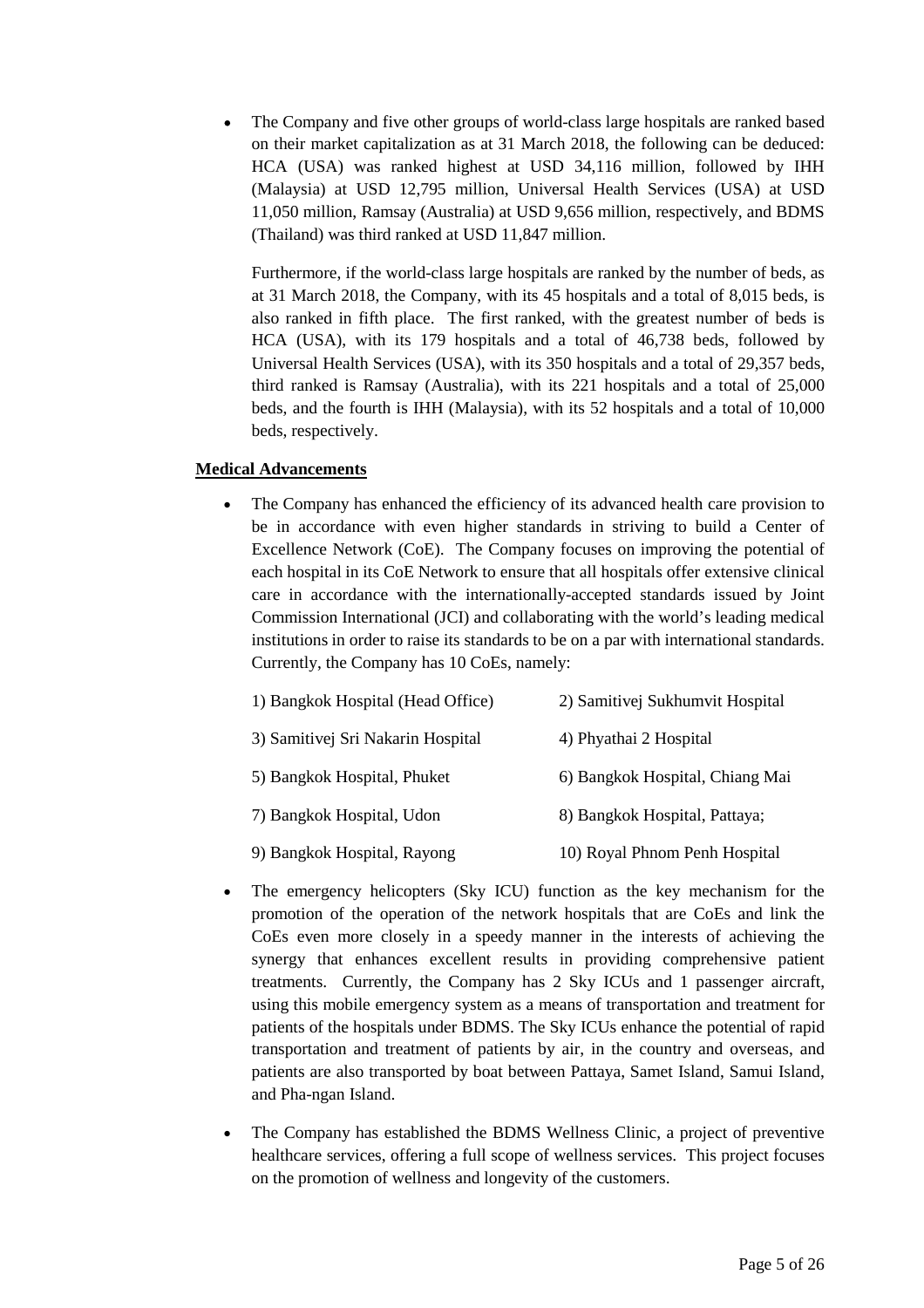- The Company and five other groups of world-class large hospitals are ranked based on their market capitalization as at 31 March 2018, the following can be deduced: HCA (USA) was ranked highest at USD 34,116 million, followed by IHH (Malaysia) at USD 12,795 million, Universal Health Services (USA) at USD 11,050 million, Ramsay (Australia) at USD 9,656 million, respectively, and BDMS (Thailand) was third ranked at USD 11,847 million.

  Furthermore, if the world-class large hospitals are ranked by the number of beds, as at 31 March 2018, the Company, with its 45 hospitals and a total of 8,015 beds, is also ranked in fifth place. The first ranked, with the greatest number of beds is HCA (USA), with its 179 hospitals and a total of 46,738 beds, followed by Universal Health Services (USA), with its 350 hospitals and a total of 29,357 beds, third ranked is Ramsay (Australia), with its 221 hospitals and a total of 25,000 beds, and the fourth is IHH (Malaysia), with its 52 hospitals and a total of 10,000 beds, respectively.

**Medical Advancements**

- The Company has enhanced the efficiency of its advanced health care provision to be in accordance with even higher standards in striving to build a Center of Excellence Network (CoE). The Company focuses on improving the potential of each hospital in its CoE Network to ensure that all hospitals offer extensive clinical care in accordance with the internationally-accepted standards issued by Joint Commission International (JCI) and collaborating with the world's leading medical institutions in order to raise its standards to be on a par with international standards. Currently, the Company has 10 CoEs, namely:

  1) Bangkok Hospital (Head Office)
  2) Samitivej Sukhumvit Hospital
  3) Samitivej Sri Nakarin Hospital
  4) Phyathai 2 Hospital
  5) Bangkok Hospital, Phuket
  6) Bangkok Hospital, Chiang Mai
  7) Bangkok Hospital, Udon
  8) Bangkok Hospital, Pattaya;
  9) Bangkok Hospital, Rayong
  10) Royal Phnom Penh Hospital

- The emergency helicopters (Sky ICU) function as the key mechanism for the promotion of the operation of the network hospitals that are CoEs and link the CoEs even more closely in a speedy manner in the interests of achieving the synergy that enhances excellent results in providing comprehensive patient treatments. Currently, the Company has 2 Sky ICUs and 1 passenger aircraft, using this mobile emergency system as a means of transportation and treatment for patients of the hospitals under BDMS. The Sky ICUs enhance the potential of rapid transportation and treatment of patients by air, in the country and overseas, and patients are also transported by boat between Pattaya, Samet Island, Samui Island, and Pha-ngan Island.

- The Company has established the BDMS Wellness Clinic, a project of preventive healthcare services, offering a full scope of wellness services. This project focuses on the promotion of wellness and longevity of the customers.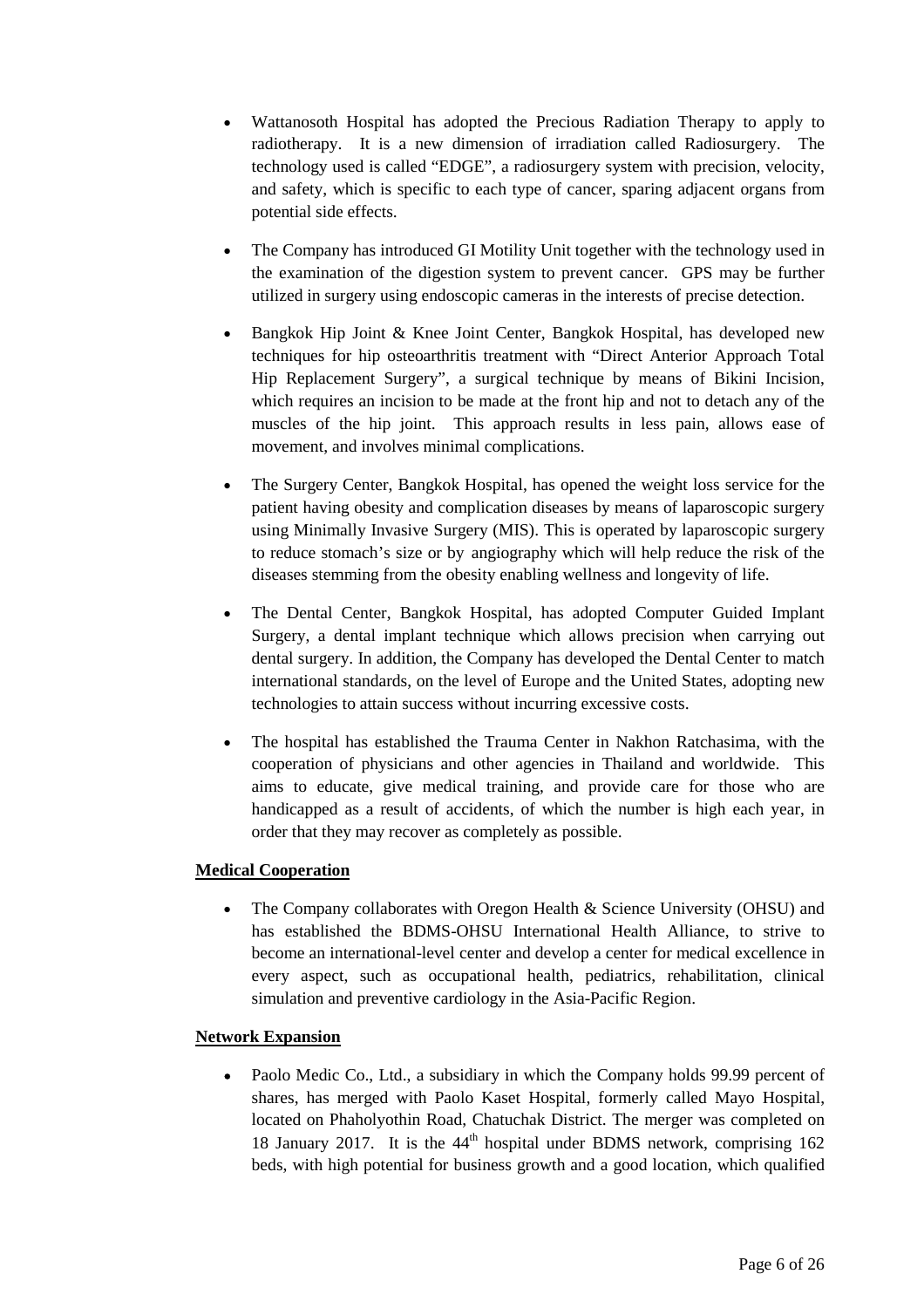- Wattanosoth Hospital has adopted the Precious Radiation Therapy to apply to radiotherapy. It is a new dimension of irradiation called Radiosurgery. The technology used is called "EDGE", a radiosurgery system with precision, velocity, and safety, which is specific to each type of cancer, sparing adjacent organs from potential side effects.

- The Company has introduced GI Motility Unit together with the technology used in the examination of the digestion system to prevent cancer. GPS may be further utilized in surgery using endoscopic cameras in the interests of precise detection.

- Bangkok Hip Joint & Knee Joint Center, Bangkok Hospital, has developed new techniques for hip osteoarthritis treatment with "Direct Anterior Approach Total Hip Replacement Surgery", a surgical technique by means of Bikini Incision, which requires an incision to be made at the front hip and not to detach any of the muscles of the hip joint. This approach results in less pain, allows ease of movement, and involves minimal complications.

- The Surgery Center, Bangkok Hospital, has opened the weight loss service for the patient having obesity and complication diseases by means of laparoscopic surgery using Minimally Invasive Surgery (MIS). This is operated by laparoscopic surgery to reduce stomach's size or by angiography which will help reduce the risk of the diseases stemming from the obesity enabling wellness and longevity of life.

- The Dental Center, Bangkok Hospital, has adopted Computer Guided Implant Surgery, a dental implant technique which allows precision when carrying out dental surgery. In addition, the Company has developed the Dental Center to match international standards, on the level of Europe and the United States, adopting new technologies to attain success without incurring excessive costs.

- The hospital has established the Trauma Center in Nakhon Ratchasima, with the cooperation of physicians and other agencies in Thailand and worldwide. This aims to educate, give medical training, and provide care for those who are handicapped as a result of accidents, of which the number is high each year, in order that they may recover as completely as possible.

**Medical Cooperation**

- The Company collaborates with Oregon Health & Science University (OHSU) and has established the BDMS-OHSU International Health Alliance, to strive to become an international-level center and develop a center for medical excellence in every aspect, such as occupational health, pediatrics, rehabilitation, clinical simulation and preventive cardiology in the Asia-Pacific Region.

**Network Expansion**

- Paolo Medic Co., Ltd., a subsidiary in which the Company holds 99.99 percent of shares, has merged with Paolo Kaset Hospital, formerly called Mayo Hospital, located on Phaholyothin Road, Chatuchak District. The merger was completed on 18 January 2017. It is the 44th hospital under BDMS network, comprising 162 beds, with high potential for business growth and a good location, which qualified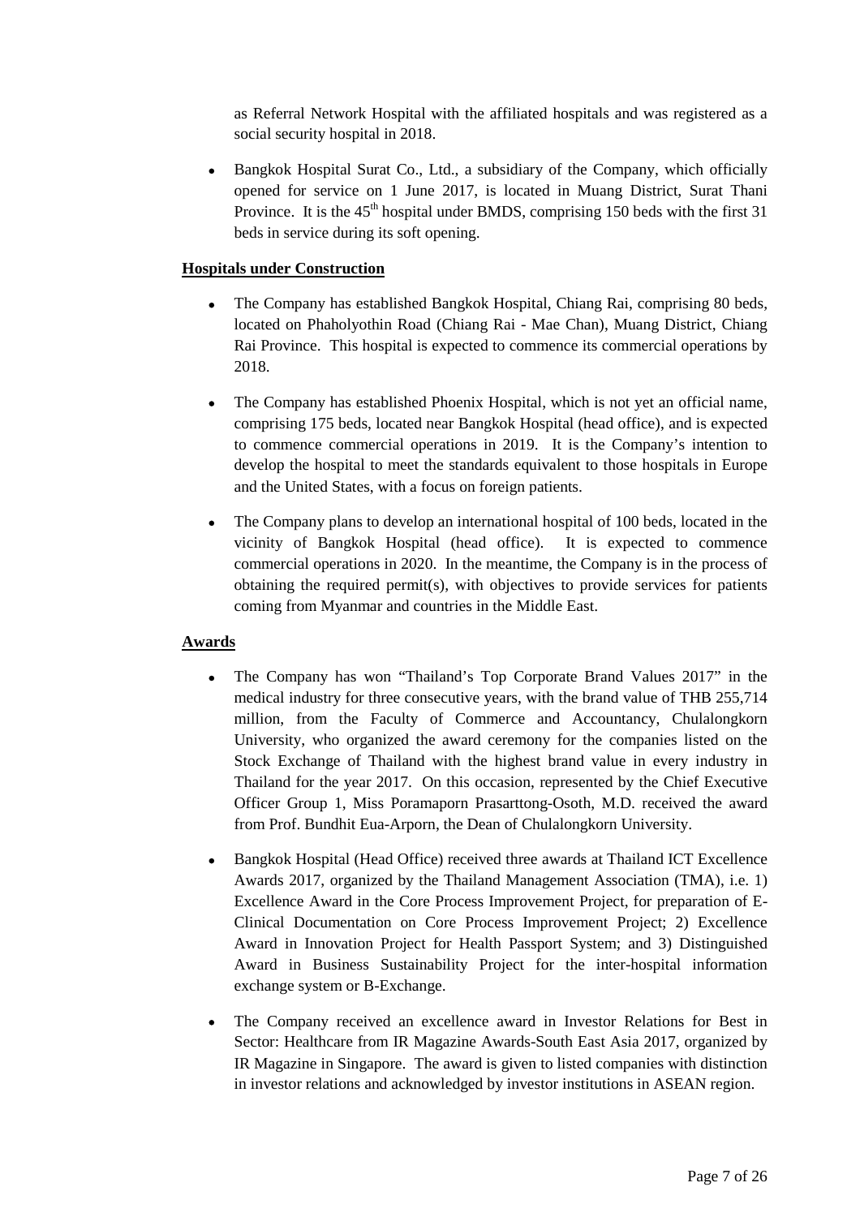as Referral Network Hospital with the affiliated hospitals and was registered as a social security hospital in 2018.

- Bangkok Hospital Surat Co., Ltd., a subsidiary of the Company, which officially opened for service on 1 June 2017, is located in Muang District, Surat Thani Province. It is the 45th hospital under BMDS, comprising 150 beds with the first 31 beds in service during its soft opening.

**Hospitals under Construction**

- The Company has established Bangkok Hospital, Chiang Rai, comprising 80 beds, located on Phaholyothin Road (Chiang Rai - Mae Chan), Muang District, Chiang Rai Province. This hospital is expected to commence its commercial operations by 2018.
- The Company has established Phoenix Hospital, which is not yet an official name, comprising 175 beds, located near Bangkok Hospital (head office), and is expected to commence commercial operations in 2019. It is the Company's intention to develop the hospital to meet the standards equivalent to those hospitals in Europe and the United States, with a focus on foreign patients.
- The Company plans to develop an international hospital of 100 beds, located in the vicinity of Bangkok Hospital (head office). It is expected to commence commercial operations in 2020. In the meantime, the Company is in the process of obtaining the required permit(s), with objectives to provide services for patients coming from Myanmar and countries in the Middle East.

**Awards**

- The Company has won "Thailand's Top Corporate Brand Values 2017" in the medical industry for three consecutive years, with the brand value of THB 255,714 million, from the Faculty of Commerce and Accountancy, Chulalongkorn University, who organized the award ceremony for the companies listed on the Stock Exchange of Thailand with the highest brand value in every industry in Thailand for the year 2017. On this occasion, represented by the Chief Executive Officer Group 1, Miss Poramaporn Prasarttong-Osoth, M.D. received the award from Prof. Bundhit Eua-Arporn, the Dean of Chulalongkorn University.
- Bangkok Hospital (Head Office) received three awards at Thailand ICT Excellence Awards 2017, organized by the Thailand Management Association (TMA), i.e. 1) Excellence Award in the Core Process Improvement Project, for preparation of E-Clinical Documentation on Core Process Improvement Project; 2) Excellence Award in Innovation Project for Health Passport System; and 3) Distinguished Award in Business Sustainability Project for the inter-hospital information exchange system or B-Exchange.
- The Company received an excellence award in Investor Relations for Best in Sector: Healthcare from IR Magazine Awards-South East Asia 2017, organized by IR Magazine in Singapore. The award is given to listed companies with distinction in investor relations and acknowledged by investor institutions in ASEAN region.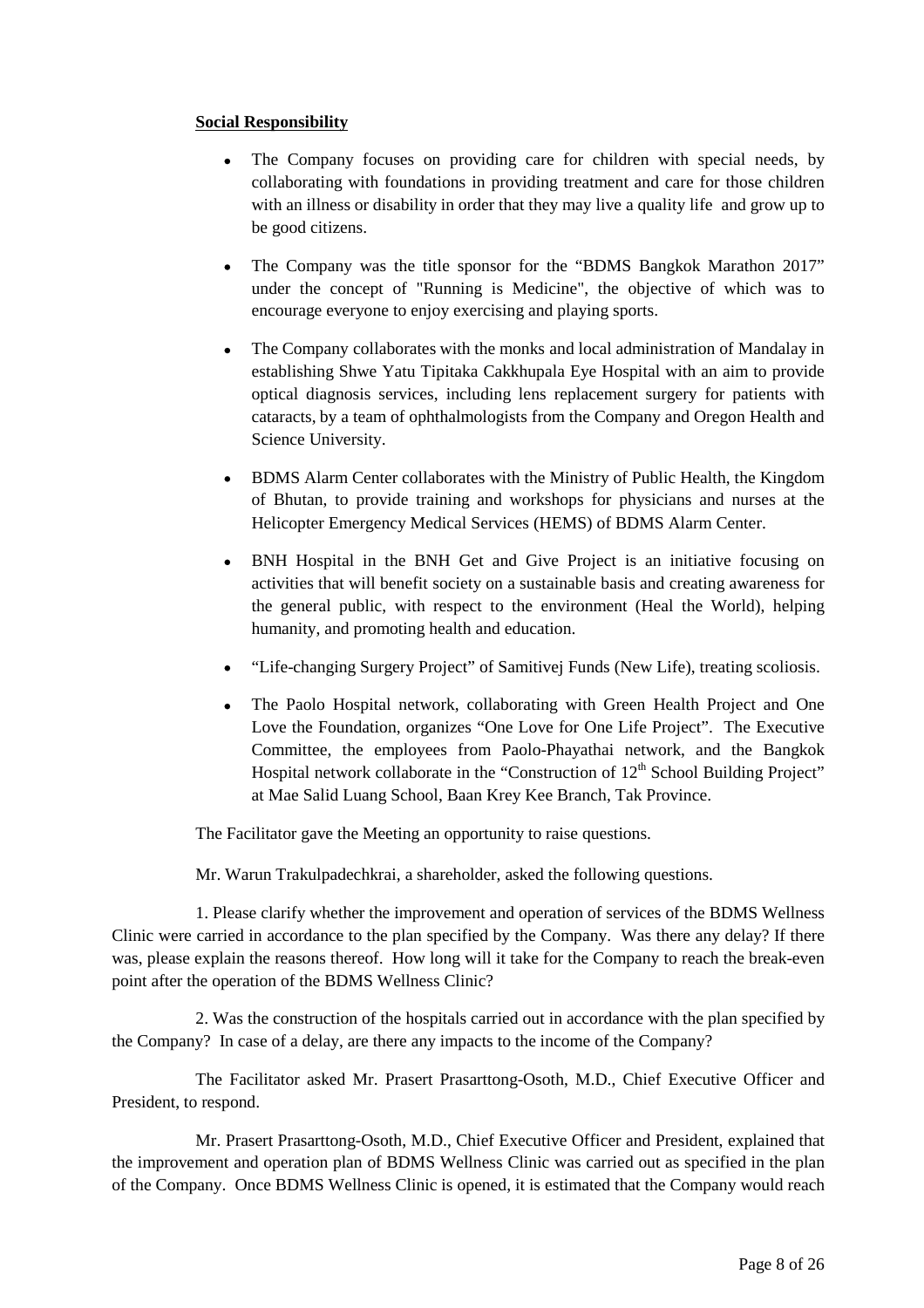**Social Responsibility**

- The Company focuses on providing care for children with special needs, by collaborating with foundations in providing treatment and care for those children with an illness or disability in order that they may live a quality life and grow up to be good citizens.

- The Company was the title sponsor for the "BDMS Bangkok Marathon 2017" under the concept of "Running is Medicine", the objective of which was to encourage everyone to enjoy exercising and playing sports.

- The Company collaborates with the monks and local administration of Mandalay in establishing Shwe Yatu Tipitaka Cakkhupala Eye Hospital with an aim to provide optical diagnosis services, including lens replacement surgery for patients with cataracts, by a team of ophthalmologists from the Company and Oregon Health and Science University.

- BDMS Alarm Center collaborates with the Ministry of Public Health, the Kingdom of Bhutan, to provide training and workshops for physicians and nurses at the Helicopter Emergency Medical Services (HEMS) of BDMS Alarm Center.

- BNH Hospital in the BNH Get and Give Project is an initiative focusing on activities that will benefit society on a sustainable basis and creating awareness for the general public, with respect to the environment (Heal the World), helping humanity, and promoting health and education.

- "Life-changing Surgery Project" of Samitivej Funds (New Life), treating scoliosis.

- The Paolo Hospital network, collaborating with Green Health Project and One Love the Foundation, organizes "One Love for One Life Project". The Executive Committee, the employees from Paolo-Phayathai network, and the Bangkok Hospital network collaborate in the "Construction of 12th School Building Project" at Mae Salid Luang School, Baan Krey Kee Branch, Tak Province.

The Facilitator gave the Meeting an opportunity to raise questions.

Mr. Warun Trakulpadechkrai, a shareholder, asked the following questions.

1. Please clarify whether the improvement and operation of services of the BDMS Wellness Clinic were carried in accordance to the plan specified by the Company. Was there any delay? If there was, please explain the reasons thereof. How long will it take for the Company to reach the break-even point after the operation of the BDMS Wellness Clinic?

2. Was the construction of the hospitals carried out in accordance with the plan specified by the Company? In case of a delay, are there any impacts to the income of the Company?

The Facilitator asked Mr. Prasert Prasarttong-Osoth, M.D., Chief Executive Officer and President, to respond.

Mr. Prasert Prasarttong-Osoth, M.D., Chief Executive Officer and President, explained that the improvement and operation plan of BDMS Wellness Clinic was carried out as specified in the plan of the Company. Once BDMS Wellness Clinic is opened, it is estimated that the Company would reach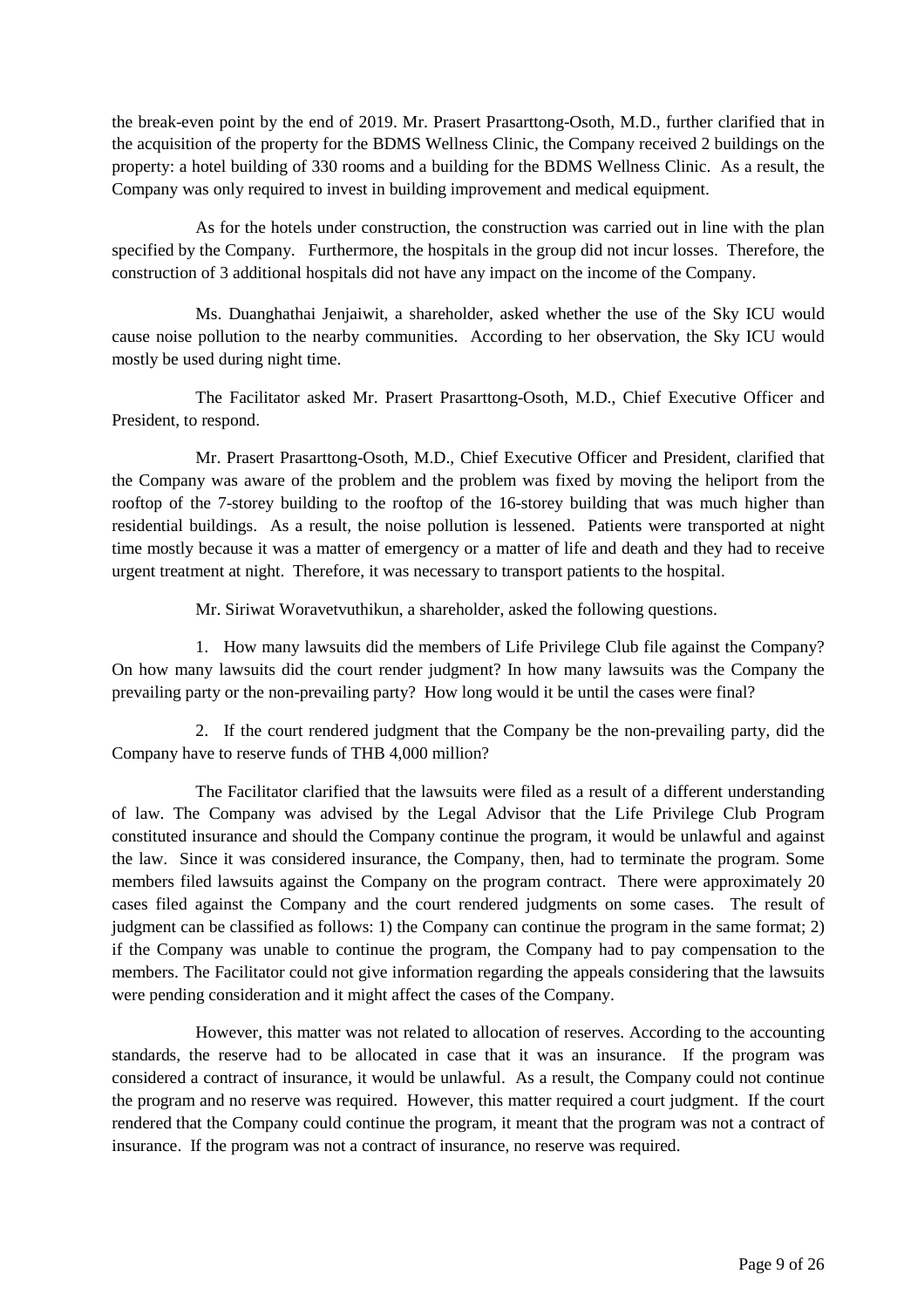the break-even point by the end of 2019. Mr. Prasert Prasarttong-Osoth, M.D., further clarified that in the acquisition of the property for the BDMS Wellness Clinic, the Company received 2 buildings on the property: a hotel building of 330 rooms and a building for the BDMS Wellness Clinic. As a result, the Company was only required to invest in building improvement and medical equipment.

As for the hotels under construction, the construction was carried out in line with the plan specified by the Company. Furthermore, the hospitals in the group did not incur losses. Therefore, the construction of 3 additional hospitals did not have any impact on the income of the Company.

Ms. Duanghathai Jenjaiwit, a shareholder, asked whether the use of the Sky ICU would cause noise pollution to the nearby communities. According to her observation, the Sky ICU would mostly be used during night time.

The Facilitator asked Mr. Prasert Prasarttong-Osoth, M.D., Chief Executive Officer and President, to respond.

Mr. Prasert Prasarttong-Osoth, M.D., Chief Executive Officer and President, clarified that the Company was aware of the problem and the problem was fixed by moving the heliport from the rooftop of the 7-storey building to the rooftop of the 16-storey building that was much higher than residential buildings. As a result, the noise pollution is lessened. Patients were transported at night time mostly because it was a matter of emergency or a matter of life and death and they had to receive urgent treatment at night. Therefore, it was necessary to transport patients to the hospital.

Mr. Siriwat Woravetvuthikun, a shareholder, asked the following questions.

1. How many lawsuits did the members of Life Privilege Club file against the Company? On how many lawsuits did the court render judgment? In how many lawsuits was the Company the prevailing party or the non-prevailing party? How long would it be until the cases were final?

2. If the court rendered judgment that the Company be the non-prevailing party, did the Company have to reserve funds of THB 4,000 million?

The Facilitator clarified that the lawsuits were filed as a result of a different understanding of law. The Company was advised by the Legal Advisor that the Life Privilege Club Program constituted insurance and should the Company continue the program, it would be unlawful and against the law. Since it was considered insurance, the Company, then, had to terminate the program. Some members filed lawsuits against the Company on the program contract. There were approximately 20 cases filed against the Company and the court rendered judgments on some cases. The result of judgment can be classified as follows: 1) the Company can continue the program in the same format; 2) if the Company was unable to continue the program, the Company had to pay compensation to the members. The Facilitator could not give information regarding the appeals considering that the lawsuits were pending consideration and it might affect the cases of the Company.

However, this matter was not related to allocation of reserves. According to the accounting standards, the reserve had to be allocated in case that it was an insurance. If the program was considered a contract of insurance, it would be unlawful. As a result, the Company could not continue the program and no reserve was required. However, this matter required a court judgment. If the court rendered that the Company could continue the program, it meant that the program was not a contract of insurance. If the program was not a contract of insurance, no reserve was required.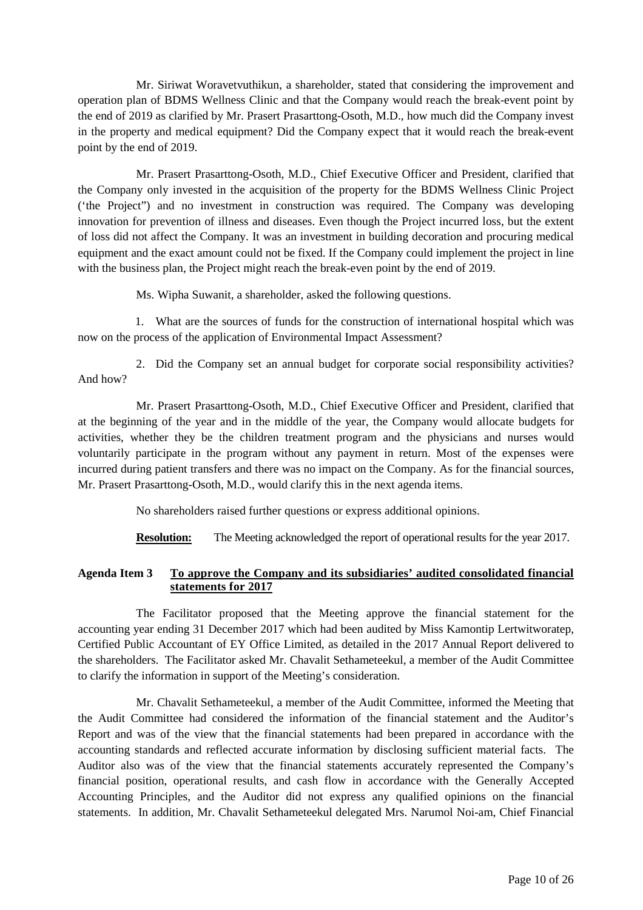Mr. Siriwat Woravetvuthikun, a shareholder, stated that considering the improvement and operation plan of BDMS Wellness Clinic and that the Company would reach the break-event point by the end of 2019 as clarified by Mr. Prasert Prasarttong-Osoth, M.D., how much did the Company invest in the property and medical equipment? Did the Company expect that it would reach the break-event point by the end of 2019.

Mr. Prasert Prasarttong-Osoth, M.D., Chief Executive Officer and President, clarified that the Company only invested in the acquisition of the property for the BDMS Wellness Clinic Project ('the Project") and no investment in construction was required. The Company was developing innovation for prevention of illness and diseases. Even though the Project incurred loss, but the extent of loss did not affect the Company. It was an investment in building decoration and procuring medical equipment and the exact amount could not be fixed. If the Company could implement the project in line with the business plan, the Project might reach the break-even point by the end of 2019.

Ms. Wipha Suwanit, a shareholder, asked the following questions.

1. What are the sources of funds for the construction of international hospital which was now on the process of the application of Environmental Impact Assessment?

2. Did the Company set an annual budget for corporate social responsibility activities? And how?

Mr. Prasert Prasarttong-Osoth, M.D., Chief Executive Officer and President, clarified that at the beginning of the year and in the middle of the year, the Company would allocate budgets for activities, whether they be the children treatment program and the physicians and nurses would voluntarily participate in the program without any payment in return. Most of the expenses were incurred during patient transfers and there was no impact on the Company. As for the financial sources, Mr. Prasert Prasarttong-Osoth, M.D., would clarify this in the next agenda items.

No shareholders raised further questions or express additional opinions.

**Resolution:** The Meeting acknowledged the report of operational results for the year 2017.

**Agenda Item 3** **To approve the Company and its subsidiaries' audited consolidated financial statements for 2017**

The Facilitator proposed that the Meeting approve the financial statement for the accounting year ending 31 December 2017 which had been audited by Miss Kamontip Lertwitworatep, Certified Public Accountant of EY Office Limited, as detailed in the 2017 Annual Report delivered to the shareholders. The Facilitator asked Mr. Chavalit Sethameteekul, a member of the Audit Committee to clarify the information in support of the Meeting's consideration.

Mr. Chavalit Sethameteekul, a member of the Audit Committee, informed the Meeting that the Audit Committee had considered the information of the financial statement and the Auditor's Report and was of the view that the financial statements had been prepared in accordance with the accounting standards and reflected accurate information by disclosing sufficient material facts. The Auditor also was of the view that the financial statements accurately represented the Company's financial position, operational results, and cash flow in accordance with the Generally Accepted Accounting Principles, and the Auditor did not express any qualified opinions on the financial statements. In addition, Mr. Chavalit Sethameteekul delegated Mrs. Narumol Noi-am, Chief Financial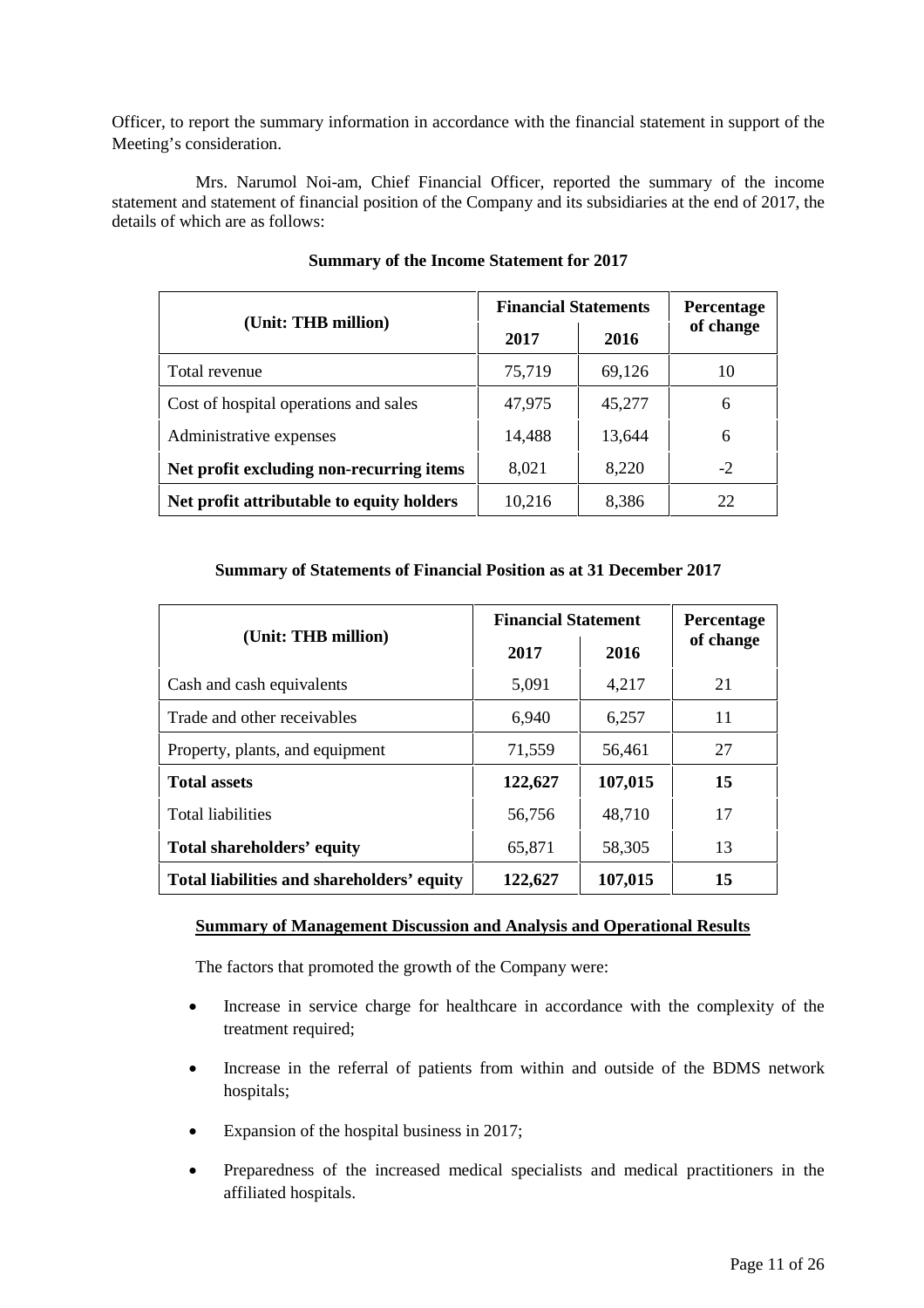Officer, to report the summary information in accordance with the financial statement in support of the Meeting's consideration.

Mrs. Narumol Noi-am, Chief Financial Officer, reported the summary of the income statement and statement of financial position of the Company and its subsidiaries at the end of 2017, the details of which are as follows:

**Summary of the Income Statement for 2017**

| (Unit: THB million) | Financial Statements | | Percentage of change |
|---|---|---|---|
| | 2017 | 2016 | |
| Total revenue | 75,719 | 69,126 | 10 |
| Cost of hospital operations and sales | 47,975 | 45,277 | 6 |
| Administrative expenses | 14,488 | 13,644 | 6 |
| **Net profit excluding non-recurring items** | 8,021 | 8,220 | -2 |
| **Net profit attributable to equity holders** | 10,216 | 8,386 | 22 |

**Summary of Statements of Financial Position as at 31 December 2017**

| (Unit: THB million) | Financial Statement | | Percentage of change |
|---|---|---|---|
| | 2017 | 2016 | |
| Cash and cash equivalents | 5,091 | 4,217 | 21 |
| Trade and other receivables | 6,940 | 6,257 | 11 |
| Property, plants, and equipment | 71,559 | 56,461 | 27 |
| **Total assets** | **122,627** | **107,015** | **15** |
| Total liabilities | 56,756 | 48,710 | 17 |
| **Total shareholders' equity** | 65,871 | 58,305 | 13 |
| **Total liabilities and shareholders' equity** | **122,627** | **107,015** | **15** |

**Summary of Management Discussion and Analysis and Operational Results**

The factors that promoted the growth of the Company were:

- Increase in service charge for healthcare in accordance with the complexity of the treatment required;
- Increase in the referral of patients from within and outside of the BDMS network hospitals;
- Expansion of the hospital business in 2017;
- Preparedness of the increased medical specialists and medical practitioners in the affiliated hospitals.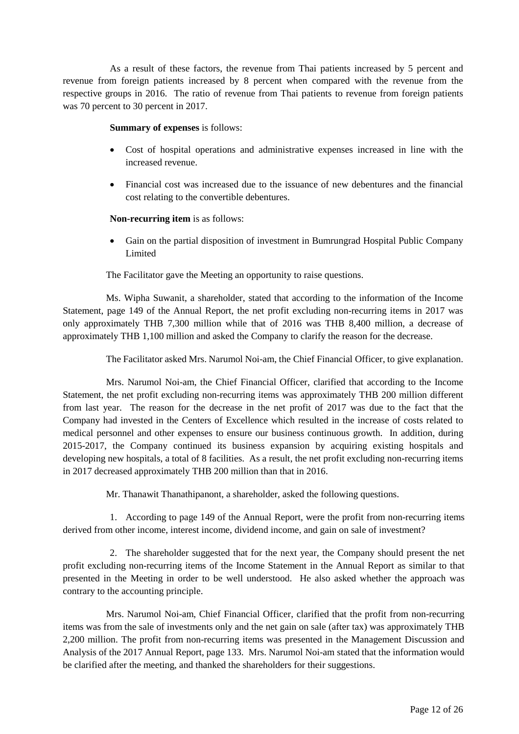As a result of these factors, the revenue from Thai patients increased by 5 percent and revenue from foreign patients increased by 8 percent when compared with the revenue from the respective groups in 2016. The ratio of revenue from Thai patients to revenue from foreign patients was 70 percent to 30 percent in 2017.

**Summary of expenses** is follows:

- Cost of hospital operations and administrative expenses increased in line with the increased revenue.
- Financial cost was increased due to the issuance of new debentures and the financial cost relating to the convertible debentures.

**Non-recurring item** is as follows:

- Gain on the partial disposition of investment in Bumrungrad Hospital Public Company Limited

The Facilitator gave the Meeting an opportunity to raise questions.

Ms. Wipha Suwanit, a shareholder, stated that according to the information of the Income Statement, page 149 of the Annual Report, the net profit excluding non-recurring items in 2017 was only approximately THB 7,300 million while that of 2016 was THB 8,400 million, a decrease of approximately THB 1,100 million and asked the Company to clarify the reason for the decrease.

The Facilitator asked Mrs. Narumol Noi-am, the Chief Financial Officer, to give explanation.

Mrs. Narumol Noi-am, the Chief Financial Officer, clarified that according to the Income Statement, the net profit excluding non-recurring items was approximately THB 200 million different from last year. The reason for the decrease in the net profit of 2017 was due to the fact that the Company had invested in the Centers of Excellence which resulted in the increase of costs related to medical personnel and other expenses to ensure our business continuous growth. In addition, during 2015-2017, the Company continued its business expansion by acquiring existing hospitals and developing new hospitals, a total of 8 facilities. As a result, the net profit excluding non-recurring items in 2017 decreased approximately THB 200 million than that in 2016.

Mr. Thanawit Thanathipanont, a shareholder, asked the following questions.

1. According to page 149 of the Annual Report, were the profit from non-recurring items derived from other income, interest income, dividend income, and gain on sale of investment?

2. The shareholder suggested that for the next year, the Company should present the net profit excluding non-recurring items of the Income Statement in the Annual Report as similar to that presented in the Meeting in order to be well understood. He also asked whether the approach was contrary to the accounting principle.

Mrs. Narumol Noi-am, Chief Financial Officer, clarified that the profit from non-recurring items was from the sale of investments only and the net gain on sale (after tax) was approximately THB 2,200 million. The profit from non-recurring items was presented in the Management Discussion and Analysis of the 2017 Annual Report, page 133. Mrs. Narumol Noi-am stated that the information would be clarified after the meeting, and thanked the shareholders for their suggestions.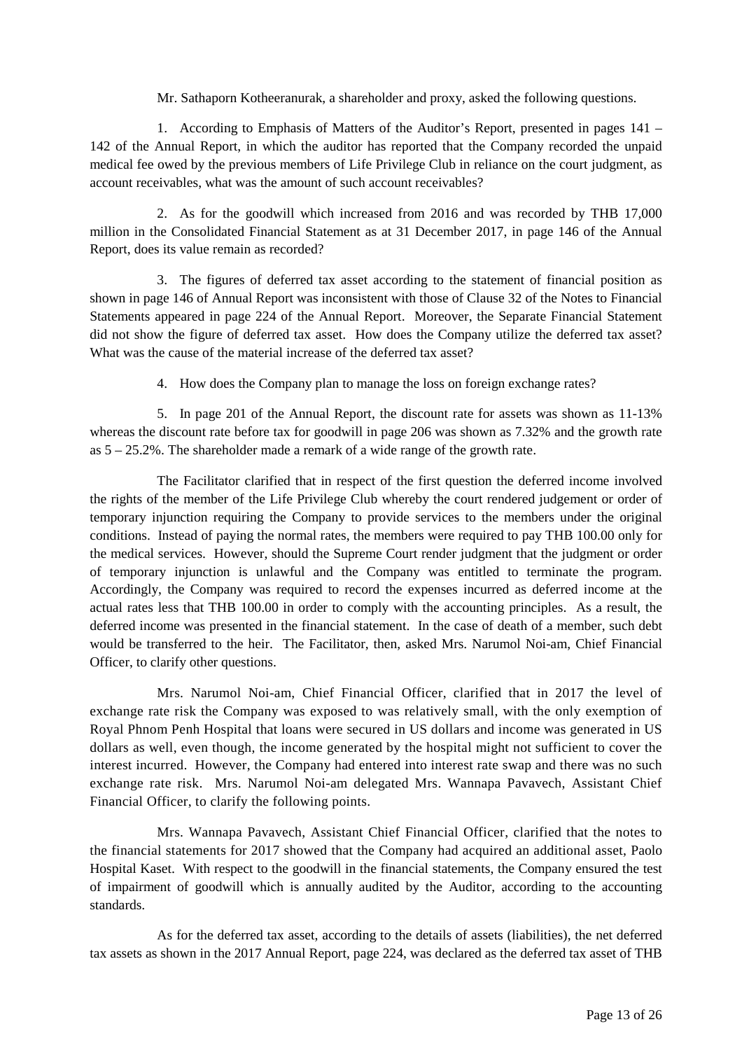Mr. Sathaporn Kotheeranurak, a shareholder and proxy, asked the following questions.

1. According to Emphasis of Matters of the Auditor's Report, presented in pages 141 – 142 of the Annual Report, in which the auditor has reported that the Company recorded the unpaid medical fee owed by the previous members of Life Privilege Club in reliance on the court judgment, as account receivables, what was the amount of such account receivables?

2. As for the goodwill which increased from 2016 and was recorded by THB 17,000 million in the Consolidated Financial Statement as at 31 December 2017, in page 146 of the Annual Report, does its value remain as recorded?

3. The figures of deferred tax asset according to the statement of financial position as shown in page 146 of Annual Report was inconsistent with those of Clause 32 of the Notes to Financial Statements appeared in page 224 of the Annual Report. Moreover, the Separate Financial Statement did not show the figure of deferred tax asset. How does the Company utilize the deferred tax asset? What was the cause of the material increase of the deferred tax asset?

4. How does the Company plan to manage the loss on foreign exchange rates?

5. In page 201 of the Annual Report, the discount rate for assets was shown as 11-13% whereas the discount rate before tax for goodwill in page 206 was shown as 7.32% and the growth rate as 5 – 25.2%. The shareholder made a remark of a wide range of the growth rate.

The Facilitator clarified that in respect of the first question the deferred income involved the rights of the member of the Life Privilege Club whereby the court rendered judgement or order of temporary injunction requiring the Company to provide services to the members under the original conditions. Instead of paying the normal rates, the members were required to pay THB 100.00 only for the medical services. However, should the Supreme Court render judgment that the judgment or order of temporary injunction is unlawful and the Company was entitled to terminate the program. Accordingly, the Company was required to record the expenses incurred as deferred income at the actual rates less that THB 100.00 in order to comply with the accounting principles. As a result, the deferred income was presented in the financial statement. In the case of death of a member, such debt would be transferred to the heir. The Facilitator, then, asked Mrs. Narumol Noi-am, Chief Financial Officer, to clarify other questions.

Mrs. Narumol Noi-am, Chief Financial Officer, clarified that in 2017 the level of exchange rate risk the Company was exposed to was relatively small, with the only exemption of Royal Phnom Penh Hospital that loans were secured in US dollars and income was generated in US dollars as well, even though, the income generated by the hospital might not sufficient to cover the interest incurred. However, the Company had entered into interest rate swap and there was no such exchange rate risk. Mrs. Narumol Noi-am delegated Mrs. Wannapa Pavavech, Assistant Chief Financial Officer, to clarify the following points.

Mrs. Wannapa Pavavech, Assistant Chief Financial Officer, clarified that the notes to the financial statements for 2017 showed that the Company had acquired an additional asset, Paolo Hospital Kaset. With respect to the goodwill in the financial statements, the Company ensured the test of impairment of goodwill which is annually audited by the Auditor, according to the accounting standards.

As for the deferred tax asset, according to the details of assets (liabilities), the net deferred tax assets as shown in the 2017 Annual Report, page 224, was declared as the deferred tax asset of THB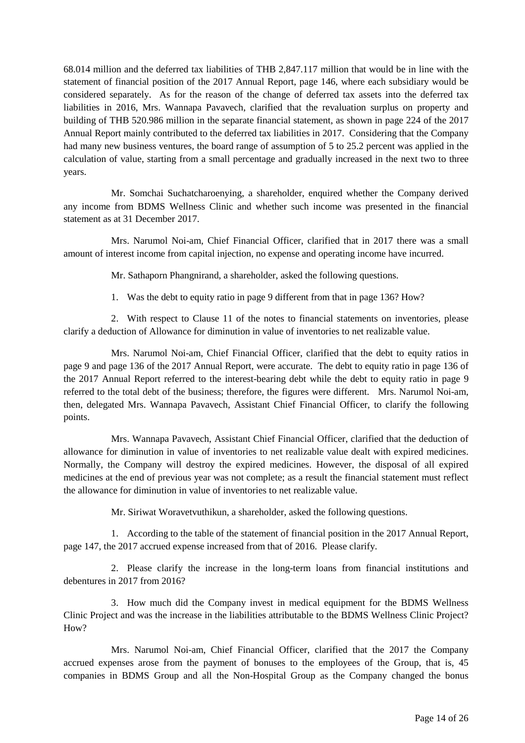68.014 million and the deferred tax liabilities of THB 2,847.117 million that would be in line with the statement of financial position of the 2017 Annual Report, page 146, where each subsidiary would be considered separately. As for the reason of the change of deferred tax assets into the deferred tax liabilities in 2016, Mrs. Wannapa Pavavech, clarified that the revaluation surplus on property and building of THB 520.986 million in the separate financial statement, as shown in page 224 of the 2017 Annual Report mainly contributed to the deferred tax liabilities in 2017. Considering that the Company had many new business ventures, the board range of assumption of 5 to 25.2 percent was applied in the calculation of value, starting from a small percentage and gradually increased in the next two to three years.

Mr. Somchai Suchatcharoenying, a shareholder, enquired whether the Company derived any income from BDMS Wellness Clinic and whether such income was presented in the financial statement as at 31 December 2017.

Mrs. Narumol Noi-am, Chief Financial Officer, clarified that in 2017 there was a small amount of interest income from capital injection, no expense and operating income have incurred.

Mr. Sathaporn Phangnirand, a shareholder, asked the following questions.

1. Was the debt to equity ratio in page 9 different from that in page 136? How?

2. With respect to Clause 11 of the notes to financial statements on inventories, please clarify a deduction of Allowance for diminution in value of inventories to net realizable value.

Mrs. Narumol Noi-am, Chief Financial Officer, clarified that the debt to equity ratios in page 9 and page 136 of the 2017 Annual Report, were accurate. The debt to equity ratio in page 136 of the 2017 Annual Report referred to the interest-bearing debt while the debt to equity ratio in page 9 referred to the total debt of the business; therefore, the figures were different. Mrs. Narumol Noi-am, then, delegated Mrs. Wannapa Pavavech, Assistant Chief Financial Officer, to clarify the following points.

Mrs. Wannapa Pavavech, Assistant Chief Financial Officer, clarified that the deduction of allowance for diminution in value of inventories to net realizable value dealt with expired medicines. Normally, the Company will destroy the expired medicines. However, the disposal of all expired medicines at the end of previous year was not complete; as a result the financial statement must reflect the allowance for diminution in value of inventories to net realizable value.

Mr. Siriwat Woravetvuthikun, a shareholder, asked the following questions.

1. According to the table of the statement of financial position in the 2017 Annual Report, page 147, the 2017 accrued expense increased from that of 2016. Please clarify.

2. Please clarify the increase in the long-term loans from financial institutions and debentures in 2017 from 2016?

3. How much did the Company invest in medical equipment for the BDMS Wellness Clinic Project and was the increase in the liabilities attributable to the BDMS Wellness Clinic Project? How?

Mrs. Narumol Noi-am, Chief Financial Officer, clarified that the 2017 the Company accrued expenses arose from the payment of bonuses to the employees of the Group, that is, 45 companies in BDMS Group and all the Non-Hospital Group as the Company changed the bonus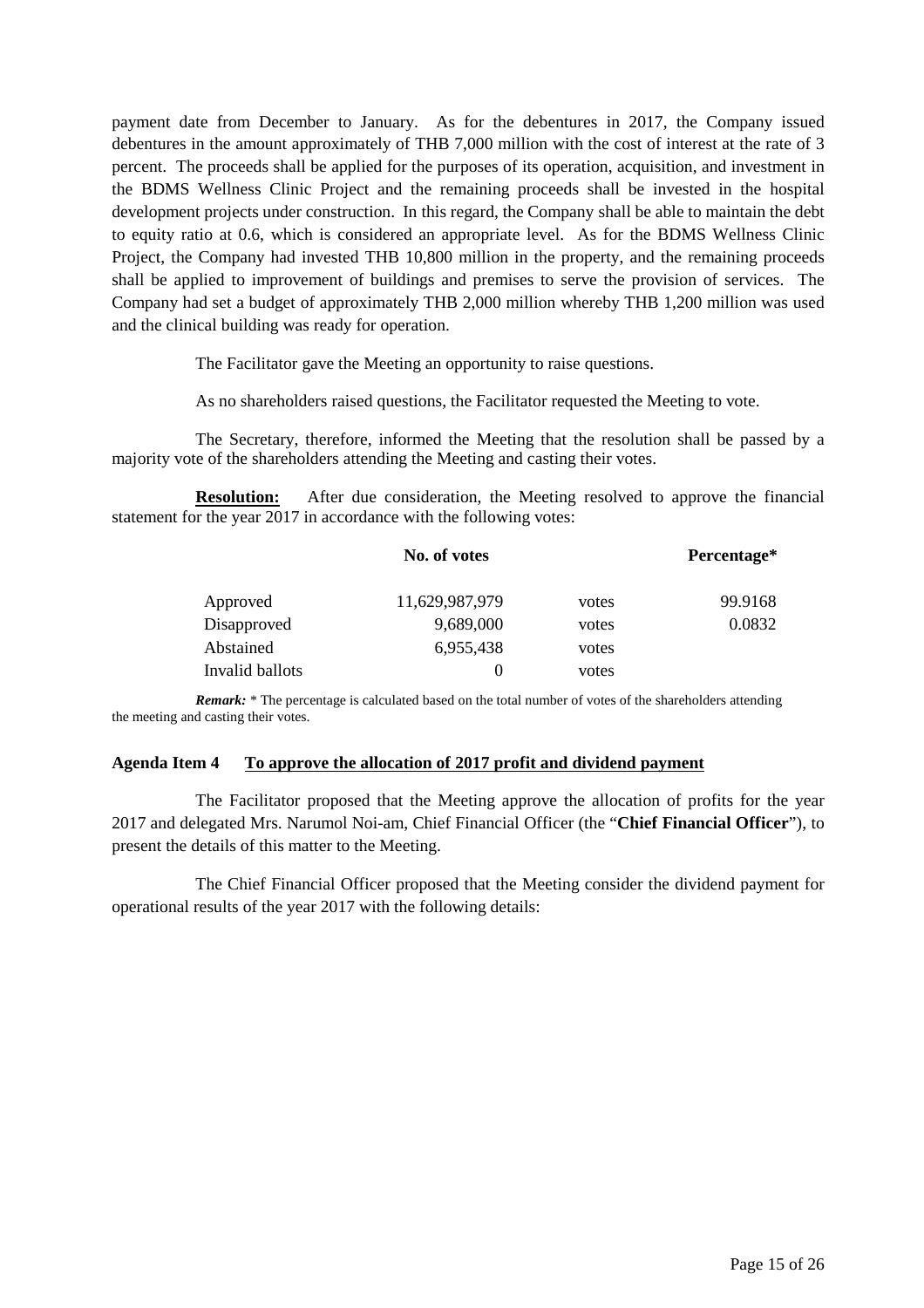payment date from December to January. As for the debentures in 2017, the Company issued debentures in the amount approximately of THB 7,000 million with the cost of interest at the rate of 3 percent. The proceeds shall be applied for the purposes of its operation, acquisition, and investment in the BDMS Wellness Clinic Project and the remaining proceeds shall be invested in the hospital development projects under construction. In this regard, the Company shall be able to maintain the debt to equity ratio at 0.6, which is considered an appropriate level. As for the BDMS Wellness Clinic Project, the Company had invested THB 10,800 million in the property, and the remaining proceeds shall be applied to improvement of buildings and premises to serve the provision of services. The Company had set a budget of approximately THB 2,000 million whereby THB 1,200 million was used and the clinical building was ready for operation.

The Facilitator gave the Meeting an opportunity to raise questions.

As no shareholders raised questions, the Facilitator requested the Meeting to vote.

The Secretary, therefore, informed the Meeting that the resolution shall be passed by a majority vote of the shareholders attending the Meeting and casting their votes.

**Resolution:** After due consideration, the Meeting resolved to approve the financial statement for the year 2017 in accordance with the following votes:

| | **No. of votes** | | **Percentage*** |
|---|---|---|---|
| Approved | 11,629,987,979 | votes | 99.9168 |
| Disapproved | 9,689,000 | votes | 0.0832 |
| Abstained | 6,955,438 | votes | |
| Invalid ballots | 0 | votes | |

***Remark:*** * The percentage is calculated based on the total number of votes of the shareholders attending the meeting and casting their votes.

**Agenda Item 4 <u>To approve the allocation of 2017 profit and dividend payment</u>**

The Facilitator proposed that the Meeting approve the allocation of profits for the year 2017 and delegated Mrs. Narumol Noi-am, Chief Financial Officer (the "**Chief Financial Officer**"), to present the details of this matter to the Meeting.

The Chief Financial Officer proposed that the Meeting consider the dividend payment for operational results of the year 2017 with the following details: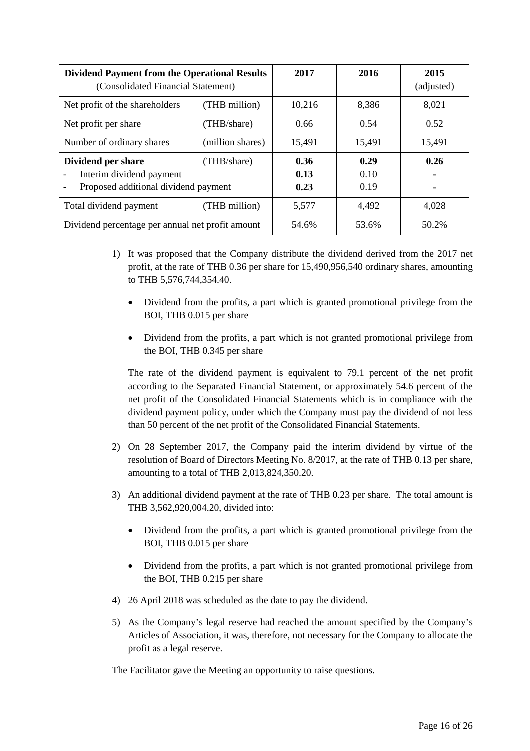| **Dividend Payment from the Operational Results** (Consolidated Financial Statement) | | **2017** | **2016** | **2015** (adjusted) |
|---|---|---|---|---|
| Net profit of the shareholders | (THB million) | 10,216 | 8,386 | 8,021 |
| Net profit per share | (THB/share) | 0.66 | 0.54 | 0.52 |
| Number of ordinary shares | (million shares) | 15,491 | 15,491 | 15,491 |
| **Dividend per share**<br>- Interim dividend payment<br>- Proposed additional dividend payment | (THB/share) | **0.36**<br>**0.13**<br>**0.23** | **0.29**<br>0.10<br>0.19 | **0.26**<br>**-**<br>**-** |
| Total dividend payment | (THB million) | 5,577 | 4,492 | 4,028 |
| Dividend percentage per annual net profit amount | | 54.6% | 53.6% | 50.2% |

1) It was proposed that the Company distribute the dividend derived from the 2017 net profit, at the rate of THB 0.36 per share for 15,490,956,540 ordinary shares, amounting to THB 5,576,744,354.40.

   - Dividend from the profits, a part which is granted promotional privilege from the BOI, THB 0.015 per share
   - Dividend from the profits, a part which is not granted promotional privilege from the BOI, THB 0.345 per share

   The rate of the dividend payment is equivalent to 79.1 percent of the net profit according to the Separated Financial Statement, or approximately 54.6 percent of the net profit of the Consolidated Financial Statements which is in compliance with the dividend payment policy, under which the Company must pay the dividend of not less than 50 percent of the net profit of the Consolidated Financial Statements.

2) On 28 September 2017, the Company paid the interim dividend by virtue of the resolution of Board of Directors Meeting No. 8/2017, at the rate of THB 0.13 per share, amounting to a total of THB 2,013,824,350.20.

3) An additional dividend payment at the rate of THB 0.23 per share. The total amount is THB 3,562,920,004.20, divided into:

   - Dividend from the profits, a part which is granted promotional privilege from the BOI, THB 0.015 per share
   - Dividend from the profits, a part which is not granted promotional privilege from the BOI, THB 0.215 per share

4) 26 April 2018 was scheduled as the date to pay the dividend.

5) As the Company's legal reserve had reached the amount specified by the Company's Articles of Association, it was, therefore, not necessary for the Company to allocate the profit as a legal reserve.

The Facilitator gave the Meeting an opportunity to raise questions.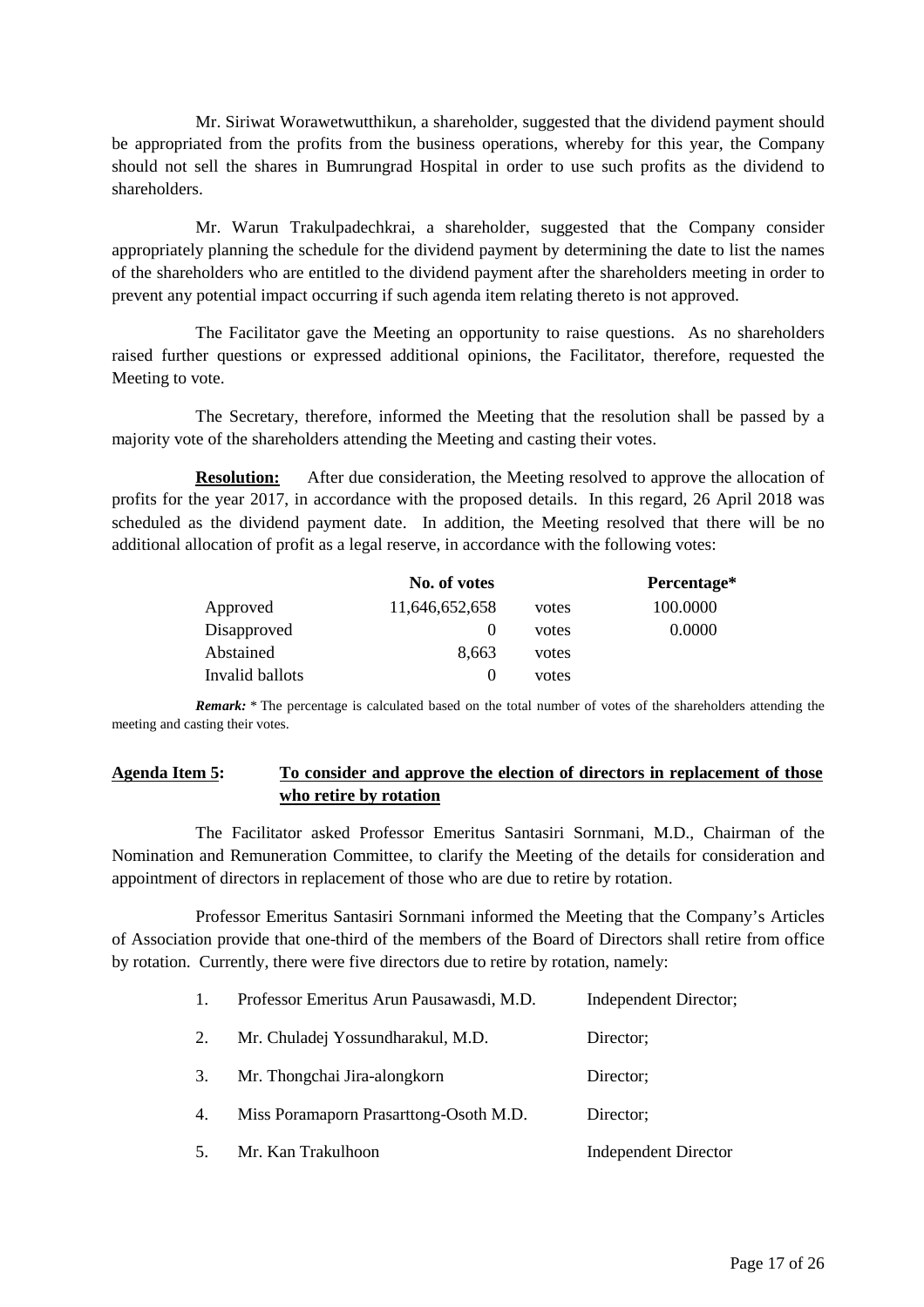Mr. Siriwat Worawetwutthikun, a shareholder, suggested that the dividend payment should be appropriated from the profits from the business operations, whereby for this year, the Company should not sell the shares in Bumrungrad Hospital in order to use such profits as the dividend to shareholders.

Mr. Warun Trakulpadechkrai, a shareholder, suggested that the Company consider appropriately planning the schedule for the dividend payment by determining the date to list the names of the shareholders who are entitled to the dividend payment after the shareholders meeting in order to prevent any potential impact occurring if such agenda item relating thereto is not approved.

The Facilitator gave the Meeting an opportunity to raise questions. As no shareholders raised further questions or expressed additional opinions, the Facilitator, therefore, requested the Meeting to vote.

The Secretary, therefore, informed the Meeting that the resolution shall be passed by a majority vote of the shareholders attending the Meeting and casting their votes.

**Resolution:** After due consideration, the Meeting resolved to approve the allocation of profits for the year 2017, in accordance with the proposed details. In this regard, 26 April 2018 was scheduled as the dividend payment date. In addition, the Meeting resolved that there will be no additional allocation of profit as a legal reserve, in accordance with the following votes:

| | No. of votes | | Percentage* |
|---|---|---|---|
| Approved | 11,646,652,658 | votes | 100.0000 |
| Disapproved | 0 | votes | 0.0000 |
| Abstained | 8,663 | votes | |
| Invalid ballots | 0 | votes | |

***Remark:*** * The percentage is calculated based on the total number of votes of the shareholders attending the meeting and casting their votes.

**Agenda Item 5: To consider and approve the election of directors in replacement of those who retire by rotation**

The Facilitator asked Professor Emeritus Santasiri Sornmani, M.D., Chairman of the Nomination and Remuneration Committee, to clarify the Meeting of the details for consideration and appointment of directors in replacement of those who are due to retire by rotation.

Professor Emeritus Santasiri Sornmani informed the Meeting that the Company's Articles of Association provide that one-third of the members of the Board of Directors shall retire from office by rotation. Currently, there were five directors due to retire by rotation, namely:

1. Professor Emeritus Arun Pausawasdi, M.D. — Independent Director;
2. Mr. Chuladej Yossundharakul, M.D. — Director;
3. Mr. Thongchai Jira-alongkorn — Director;
4. Miss Poramaporn Prasarttong-Osoth M.D. — Director;
5. Mr. Kan Trakulhoon — Independent Director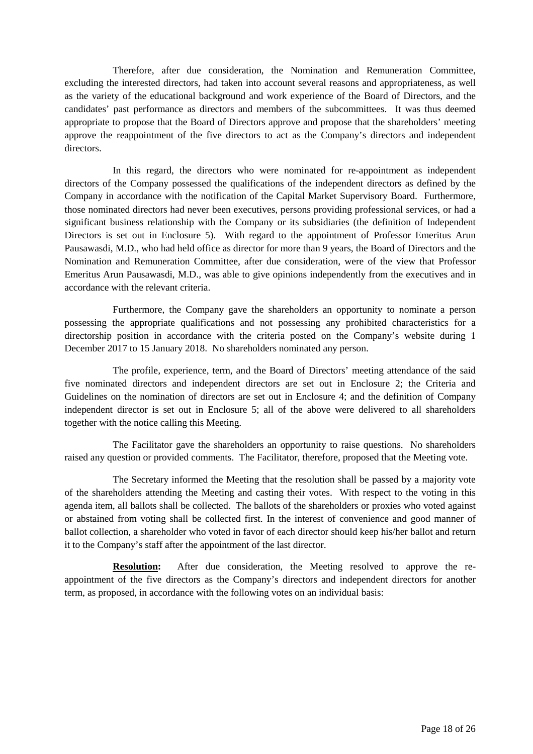Therefore, after due consideration, the Nomination and Remuneration Committee, excluding the interested directors, had taken into account several reasons and appropriateness, as well as the variety of the educational background and work experience of the Board of Directors, and the candidates' past performance as directors and members of the subcommittees. It was thus deemed appropriate to propose that the Board of Directors approve and propose that the shareholders' meeting approve the reappointment of the five directors to act as the Company's directors and independent directors.

In this regard, the directors who were nominated for re-appointment as independent directors of the Company possessed the qualifications of the independent directors as defined by the Company in accordance with the notification of the Capital Market Supervisory Board. Furthermore, those nominated directors had never been executives, persons providing professional services, or had a significant business relationship with the Company or its subsidiaries (the definition of Independent Directors is set out in Enclosure 5). With regard to the appointment of Professor Emeritus Arun Pausawasdi, M.D., who had held office as director for more than 9 years, the Board of Directors and the Nomination and Remuneration Committee, after due consideration, were of the view that Professor Emeritus Arun Pausawasdi, M.D., was able to give opinions independently from the executives and in accordance with the relevant criteria.

Furthermore, the Company gave the shareholders an opportunity to nominate a person possessing the appropriate qualifications and not possessing any prohibited characteristics for a directorship position in accordance with the criteria posted on the Company's website during 1 December 2017 to 15 January 2018. No shareholders nominated any person.

The profile, experience, term, and the Board of Directors' meeting attendance of the said five nominated directors and independent directors are set out in Enclosure 2; the Criteria and Guidelines on the nomination of directors are set out in Enclosure 4; and the definition of Company independent director is set out in Enclosure 5; all of the above were delivered to all shareholders together with the notice calling this Meeting.

The Facilitator gave the shareholders an opportunity to raise questions. No shareholders raised any question or provided comments. The Facilitator, therefore, proposed that the Meeting vote.

The Secretary informed the Meeting that the resolution shall be passed by a majority vote of the shareholders attending the Meeting and casting their votes. With respect to the voting in this agenda item, all ballots shall be collected. The ballots of the shareholders or proxies who voted against or abstained from voting shall be collected first. In the interest of convenience and good manner of ballot collection, a shareholder who voted in favor of each director should keep his/her ballot and return it to the Company's staff after the appointment of the last director.

**<u>Resolution</u>:** After due consideration, the Meeting resolved to approve the re-appointment of the five directors as the Company's directors and independent directors for another term, as proposed, in accordance with the following votes on an individual basis: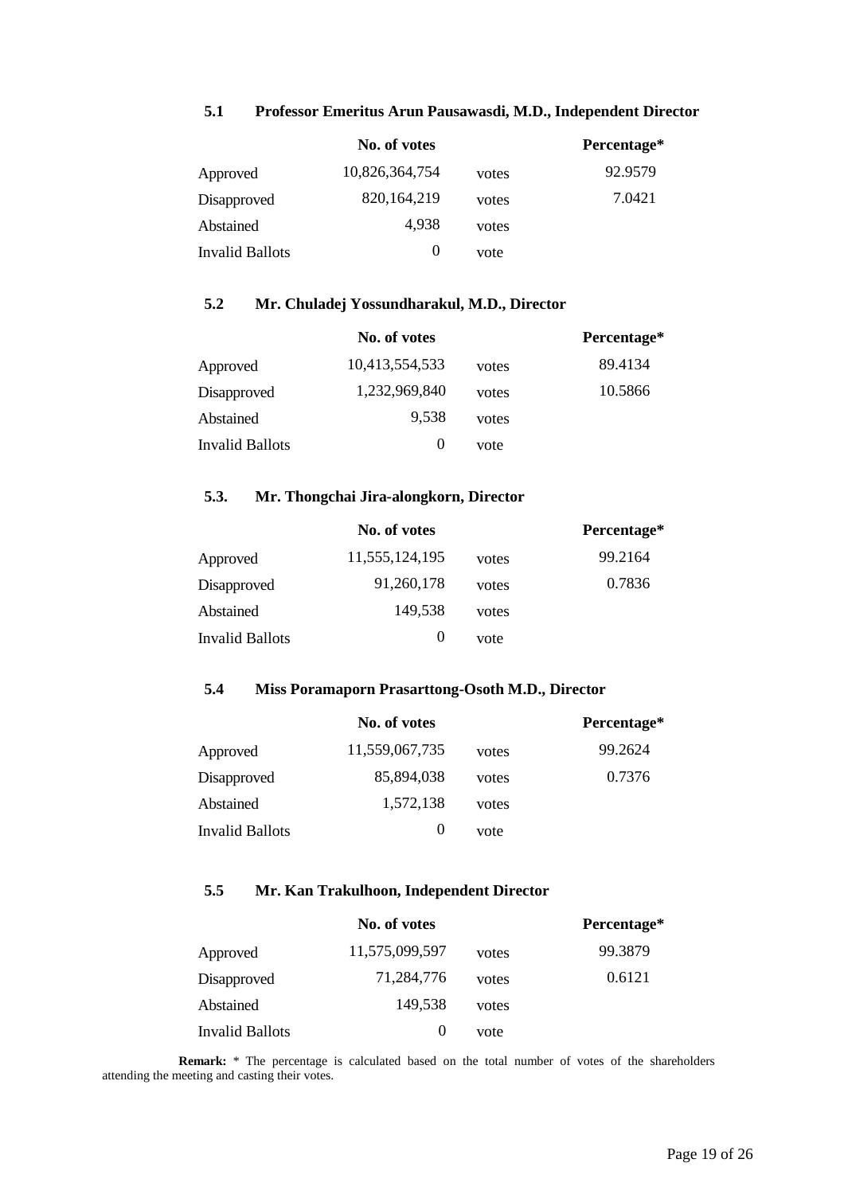### 5.1 Professor Emeritus Arun Pausawasdi, M.D., Independent Director

| | No. of votes | | Percentage* |
|---|---|---|---|
| Approved | 10,826,364,754 | votes | 92.9579 |
| Disapproved | 820,164,219 | votes | 7.0421 |
| Abstained | 4,938 | votes | |
| Invalid Ballots | 0 | vote | |

### 5.2 Mr. Chuladej Yossundharakul, M.D., Director

| | No. of votes | | Percentage* |
|---|---|---|---|
| Approved | 10,413,554,533 | votes | 89.4134 |
| Disapproved | 1,232,969,840 | votes | 10.5866 |
| Abstained | 9,538 | votes | |
| Invalid Ballots | 0 | vote | |

### 5.3. Mr. Thongchai Jira-alongkorn, Director

| | No. of votes | | Percentage* |
|---|---|---|---|
| Approved | 11,555,124,195 | votes | 99.2164 |
| Disapproved | 91,260,178 | votes | 0.7836 |
| Abstained | 149,538 | votes | |
| Invalid Ballots | 0 | vote | |

### 5.4 Miss Poramaporn Prasarttong-Osoth M.D., Director

| | No. of votes | | Percentage* |
|---|---|---|---|
| Approved | 11,559,067,735 | votes | 99.2624 |
| Disapproved | 85,894,038 | votes | 0.7376 |
| Abstained | 1,572,138 | votes | |
| Invalid Ballots | 0 | vote | |

### 5.5 Mr. Kan Trakulhoon, Independent Director

| | No. of votes | | Percentage* |
|---|---|---|---|
| Approved | 11,575,099,597 | votes | 99.3879 |
| Disapproved | 71,284,776 | votes | 0.6121 |
| Abstained | 149,538 | votes | |
| Invalid Ballots | 0 | vote | |

**Remark:** * The percentage is calculated based on the total number of votes of the shareholders attending the meeting and casting their votes.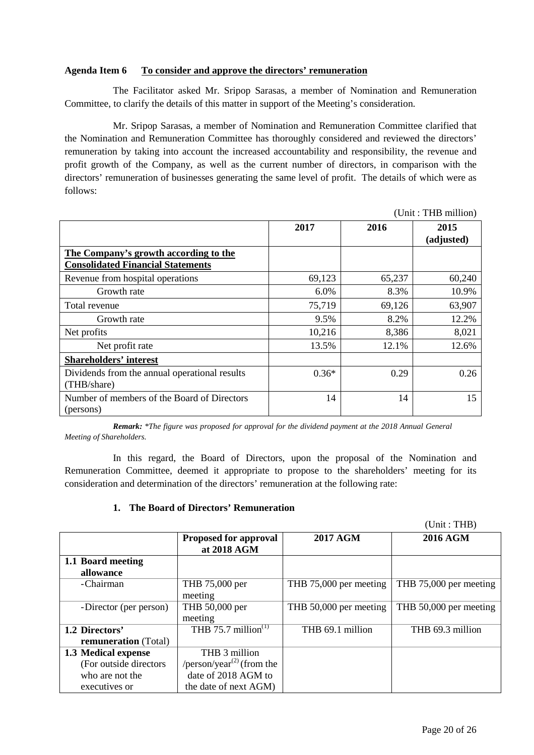**Agenda Item 6 To consider and approve the directors' remuneration**

The Facilitator asked Mr. Sripop Sarasas, a member of Nomination and Remuneration Committee, to clarify the details of this matter in support of the Meeting's consideration.

Mr. Sripop Sarasas, a member of Nomination and Remuneration Committee clarified that the Nomination and Remuneration Committee has thoroughly considered and reviewed the directors' remuneration by taking into account the increased accountability and responsibility, the revenue and profit growth of the Company, as well as the current number of directors, in comparison with the directors' remuneration of businesses generating the same level of profit. The details of which were as follows:

(Unit : THB million)

| | 2017 | 2016 | 2015 (adjusted) |
|---|---|---|---|
| **The Company's growth according to the Consolidated Financial Statements** | | | |
| Revenue from hospital operations | 69,123 | 65,237 | 60,240 |
| Growth rate | 6.0% | 8.3% | 10.9% |
| Total revenue | 75,719 | 69,126 | 63,907 |
| Growth rate | 9.5% | 8.2% | 12.2% |
| Net profits | 10,216 | 8,386 | 8,021 |
| Net profit rate | 13.5% | 12.1% | 12.6% |
| **Shareholders' interest** | | | |
| Dividends from the annual operational results (THB/share) | 0.36* | 0.29 | 0.26 |
| Number of members of the Board of Directors (persons) | 14 | 14 | 15 |

***Remark:*** *\*The figure was proposed for approval for the dividend payment at the 2018 Annual General Meeting of Shareholders.*

In this regard, the Board of Directors, upon the proposal of the Nomination and Remuneration Committee, deemed it appropriate to propose to the shareholders' meeting for its consideration and determination of the directors' remuneration at the following rate:

**1. The Board of Directors' Remuneration**

(Unit : THB)

| | Proposed for approval at 2018 AGM | 2017 AGM | 2016 AGM |
|---|---|---|---|
| **1.1 Board meeting allowance** | | | |
| -Chairman | THB 75,000 per meeting | THB 75,000 per meeting | THB 75,000 per meeting |
| -Director (per person) | THB 50,000 per meeting | THB 50,000 per meeting | THB 50,000 per meeting |
| **1.2 Directors' remuneration** (Total) | THB 75.7 million[1] | THB 69.1 million | THB 69.3 million |
| **1.3 Medical expense** (For outside directors who are not the executives or | THB 3 million /person/year[2] (from the date of 2018 AGM to the date of next AGM) | | |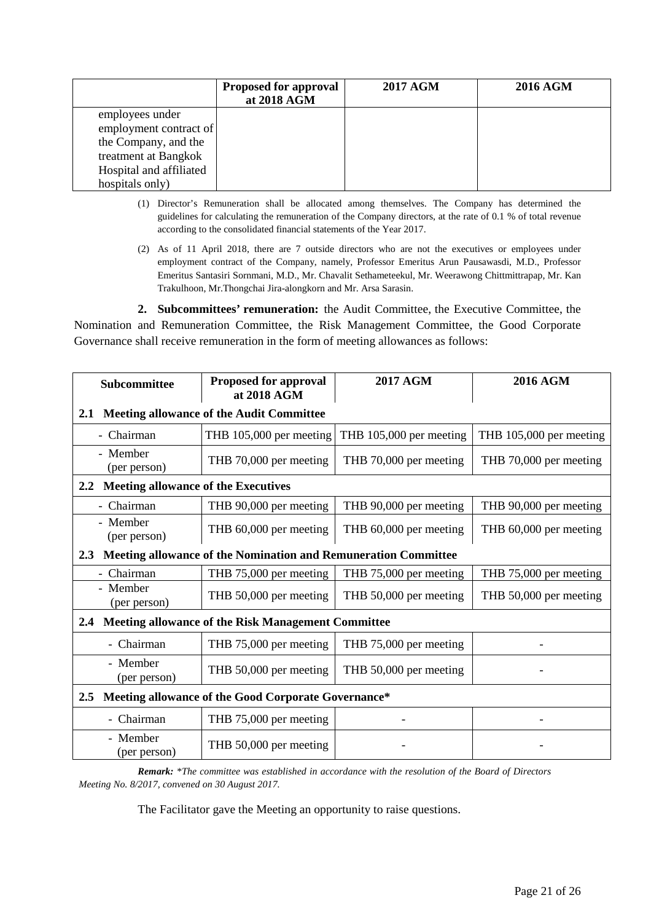| | Proposed for approval at 2018 AGM | 2017 AGM | 2016 AGM |
|---|---|---|---|
| employees under employment contract of the Company, and the treatment at Bangkok Hospital and affiliated hospitals only) | | | |

(1) Director's Remuneration shall be allocated among themselves. The Company has determined the guidelines for calculating the remuneration of the Company directors, at the rate of 0.1 % of total revenue according to the consolidated financial statements of the Year 2017.

(2) As of 11 April 2018, there are 7 outside directors who are not the executives or employees under employment contract of the Company, namely, Professor Emeritus Arun Pausawasdi, M.D., Professor Emeritus Santasiri Sornmani, M.D., Mr. Chavalit Sethameteekul, Mr. Weerawong Chittmittrapap, Mr. Kan Trakulhoon, Mr.Thongchai Jira-alongkorn and Mr. Arsa Sarasin.

**2. Subcommittees' remuneration:** the Audit Committee, the Executive Committee, the Nomination and Remuneration Committee, the Risk Management Committee, the Good Corporate Governance shall receive remuneration in the form of meeting allowances as follows:

| Subcommittee | Proposed for approval at 2018 AGM | 2017 AGM | 2016 AGM |
|---|---|---|---|
| **2.1 Meeting allowance of the Audit Committee** | | | |
| - Chairman | THB 105,000 per meeting | THB 105,000 per meeting | THB 105,000 per meeting |
| - Member (per person) | THB 70,000 per meeting | THB 70,000 per meeting | THB 70,000 per meeting |
| **2.2 Meeting allowance of the Executives** | | | |
| - Chairman | THB 90,000 per meeting | THB 90,000 per meeting | THB 90,000 per meeting |
| - Member (per person) | THB 60,000 per meeting | THB 60,000 per meeting | THB 60,000 per meeting |
| **2.3 Meeting allowance of the Nomination and Remuneration Committee** | | | |
| - Chairman | THB 75,000 per meeting | THB 75,000 per meeting | THB 75,000 per meeting |
| - Member (per person) | THB 50,000 per meeting | THB 50,000 per meeting | THB 50,000 per meeting |
| **2.4 Meeting allowance of the Risk Management Committee** | | | |
| - Chairman | THB 75,000 per meeting | THB 75,000 per meeting | - |
| - Member (per person) | THB 50,000 per meeting | THB 50,000 per meeting | - |
| **2.5 Meeting allowance of the Good Corporate Governance*** | | | |
| - Chairman | THB 75,000 per meeting | - | - |
| - Member (per person) | THB 50,000 per meeting | - | - |

***Remark:*** *\*The committee was established in accordance with the resolution of the Board of Directors Meeting No. 8/2017, convened on 30 August 2017.*

The Facilitator gave the Meeting an opportunity to raise questions.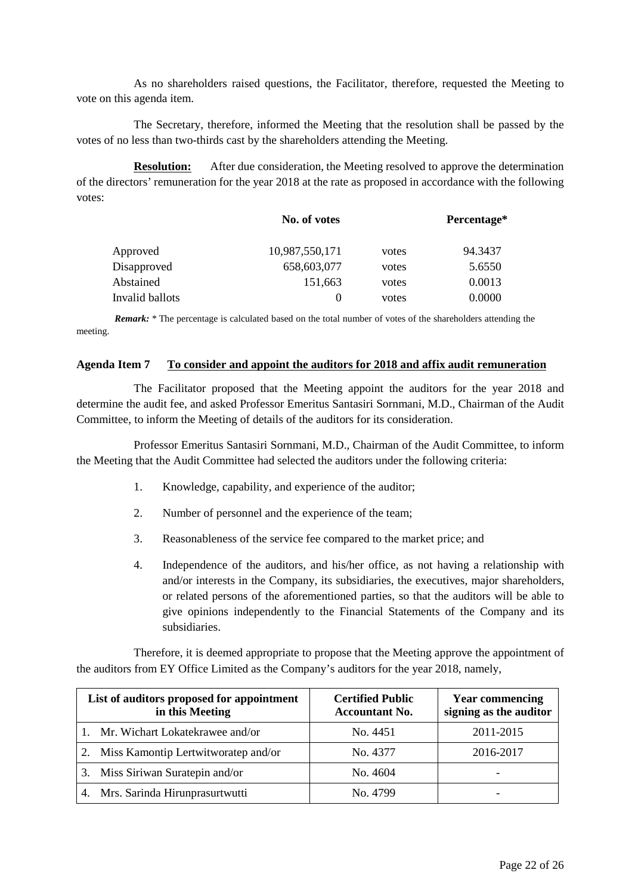As no shareholders raised questions, the Facilitator, therefore, requested the Meeting to vote on this agenda item.

The Secretary, therefore, informed the Meeting that the resolution shall be passed by the votes of no less than two-thirds cast by the shareholders attending the Meeting.

**Resolution:** After due consideration, the Meeting resolved to approve the determination of the directors' remuneration for the year 2018 at the rate as proposed in accordance with the following votes:

| | No. of votes | | Percentage* |
|---|---|---|---|
| Approved | 10,987,550,171 | votes | 94.3437 |
| Disapproved | 658,603,077 | votes | 5.6550 |
| Abstained | 151,663 | votes | 0.0013 |
| Invalid ballots | 0 | votes | 0.0000 |

***Remark:*** * The percentage is calculated based on the total number of votes of the shareholders attending the meeting.

**Agenda Item 7 To consider and appoint the auditors for 2018 and affix audit remuneration**

The Facilitator proposed that the Meeting appoint the auditors for the year 2018 and determine the audit fee, and asked Professor Emeritus Santasiri Sornmani, M.D., Chairman of the Audit Committee, to inform the Meeting of details of the auditors for its consideration.

Professor Emeritus Santasiri Sornmani, M.D., Chairman of the Audit Committee, to inform the Meeting that the Audit Committee had selected the auditors under the following criteria:

1. Knowledge, capability, and experience of the auditor;
2. Number of personnel and the experience of the team;
3. Reasonableness of the service fee compared to the market price; and
4. Independence of the auditors, and his/her office, as not having a relationship with and/or interests in the Company, its subsidiaries, the executives, major shareholders, or related persons of the aforementioned parties, so that the auditors will be able to give opinions independently to the Financial Statements of the Company and its subsidiaries.

Therefore, it is deemed appropriate to propose that the Meeting approve the appointment of the auditors from EY Office Limited as the Company's auditors for the year 2018, namely,

| List of auditors proposed for appointment in this Meeting | Certified Public Accountant No. | Year commencing signing as the auditor |
|---|---|---|
| 1. Mr. Wichart Lokatekrawee and/or | No. 4451 | 2011-2015 |
| 2. Miss Kamontip Lertwitworatep and/or | No. 4377 | 2016-2017 |
| 3. Miss Siriwan Suratepin and/or | No. 4604 | - |
| 4. Mrs. Sarinda Hirunprasurtwutti | No. 4799 | - |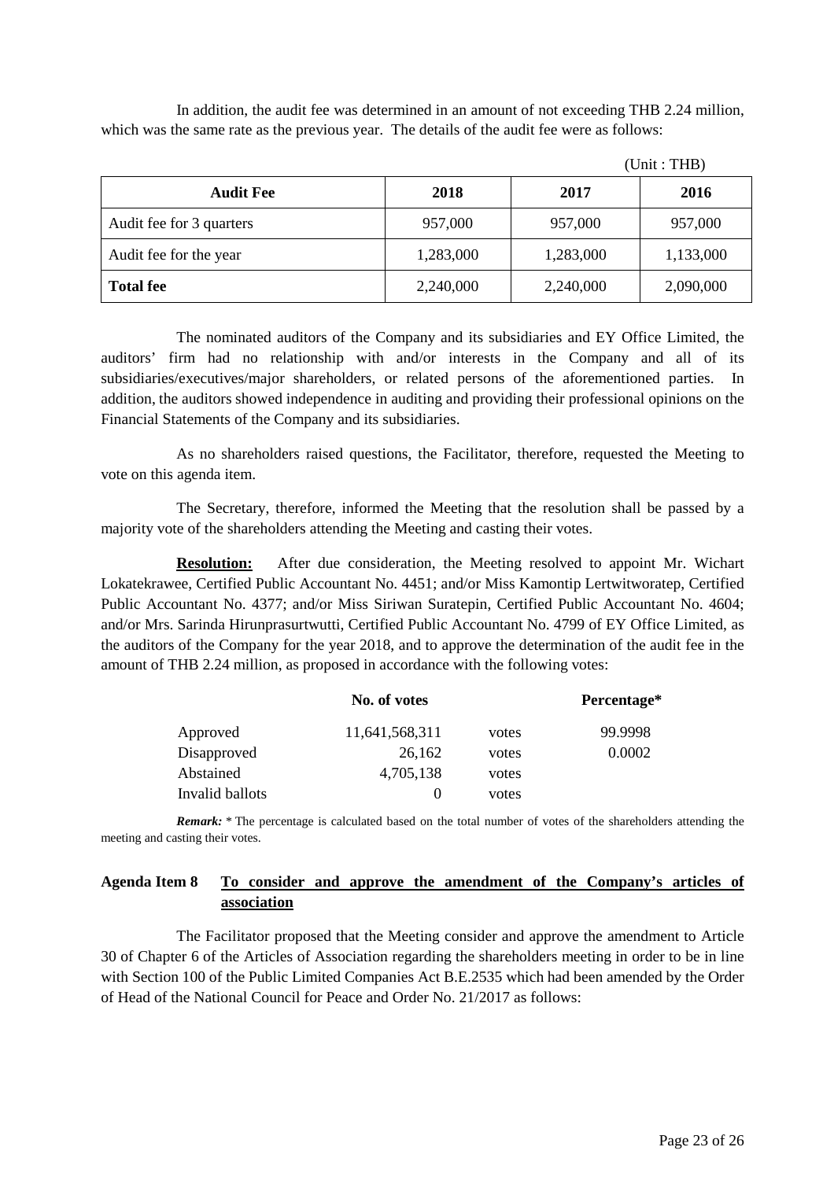In addition, the audit fee was determined in an amount of not exceeding THB 2.24 million, which was the same rate as the previous year. The details of the audit fee were as follows:

(Unit : THB)

| Audit Fee | 2018 | 2017 | 2016 |
|---|---|---|---|
| Audit fee for 3 quarters | 957,000 | 957,000 | 957,000 |
| Audit fee for the year | 1,283,000 | 1,283,000 | 1,133,000 |
| **Total fee** | 2,240,000 | 2,240,000 | 2,090,000 |

The nominated auditors of the Company and its subsidiaries and EY Office Limited, the auditors' firm had no relationship with and/or interests in the Company and all of its subsidiaries/executives/major shareholders, or related persons of the aforementioned parties. In addition, the auditors showed independence in auditing and providing their professional opinions on the Financial Statements of the Company and its subsidiaries.

As no shareholders raised questions, the Facilitator, therefore, requested the Meeting to vote on this agenda item.

The Secretary, therefore, informed the Meeting that the resolution shall be passed by a majority vote of the shareholders attending the Meeting and casting their votes.

**Resolution:** After due consideration, the Meeting resolved to appoint Mr. Wichart Lokatekrawee, Certified Public Accountant No. 4451; and/or Miss Kamontip Lertwitworatep, Certified Public Accountant No. 4377; and/or Miss Siriwan Suratepin, Certified Public Accountant No. 4604; and/or Mrs. Sarinda Hirunprasurtwutti, Certified Public Accountant No. 4799 of EY Office Limited, as the auditors of the Company for the year 2018, and to approve the determination of the audit fee in the amount of THB 2.24 million, as proposed in accordance with the following votes:

| | No. of votes | | Percentage* |
|---|---|---|---|
| Approved | 11,641,568,311 | votes | 99.9998 |
| Disapproved | 26,162 | votes | 0.0002 |
| Abstained | 4,705,138 | votes | |
| Invalid ballots | 0 | votes | |

***Remark:*** * The percentage is calculated based on the total number of votes of the shareholders attending the meeting and casting their votes.

**Agenda Item 8** **To consider and approve the amendment of the Company's articles of association**

The Facilitator proposed that the Meeting consider and approve the amendment to Article 30 of Chapter 6 of the Articles of Association regarding the shareholders meeting in order to be in line with Section 100 of the Public Limited Companies Act B.E.2535 which had been amended by the Order of Head of the National Council for Peace and Order No. 21/2017 as follows: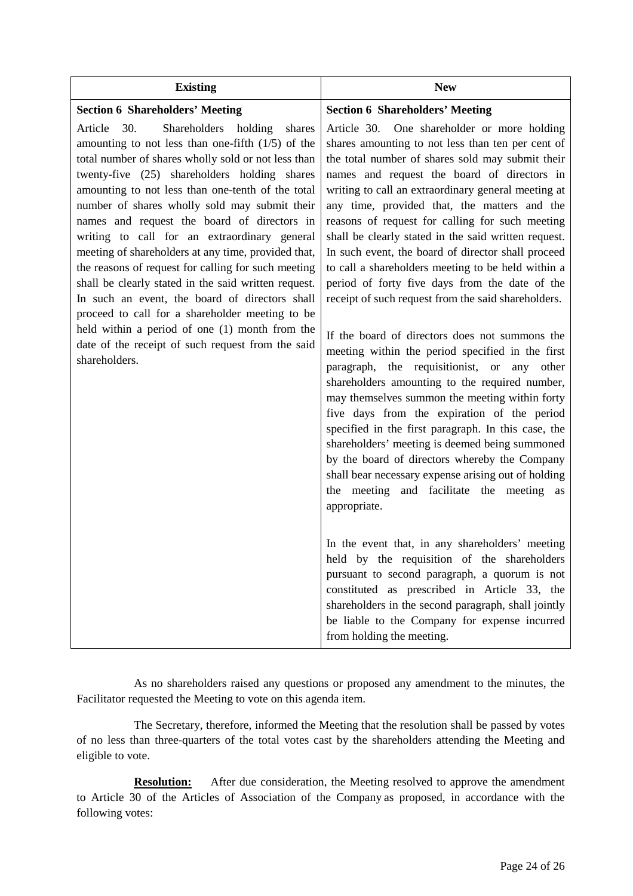| Existing | New |
|---|---|
| **Section 6 Shareholders' Meeting**<br><br>Article 30. Shareholders holding shares amounting to not less than one-fifth (1/5) of the total number of shares wholly sold or not less than twenty-five (25) shareholders holding shares amounting to not less than one-tenth of the total number of shares wholly sold may submit their names and request the board of directors in writing to call for an extraordinary general meeting of shareholders at any time, provided that, the reasons of request for calling for such meeting shall be clearly stated in the said written request. In such an event, the board of directors shall proceed to call for a shareholder meeting to be held within a period of one (1) month from the date of the receipt of such request from the said shareholders. | **Section 6 Shareholders' Meeting**<br><br>Article 30. One shareholder or more holding shares amounting to not less than ten per cent of the total number of shares sold may submit their names and request the board of directors in writing to call an extraordinary general meeting at any time, provided that, the matters and the reasons of request for calling for such meeting shall be clearly stated in the said written request. In such event, the board of director shall proceed to call a shareholders meeting to be held within a period of forty five days from the date of the receipt of such request from the said shareholders.<br><br>If the board of directors does not summons the meeting within the period specified in the first paragraph, the requisitionist, or any other shareholders amounting to the required number, may themselves summon the meeting within forty five days from the expiration of the period specified in the first paragraph. In this case, the shareholders' meeting is deemed being summoned by the board of directors whereby the Company shall bear necessary expense arising out of holding the meeting and facilitate the meeting as appropriate.<br><br>In the event that, in any shareholders' meeting held by the requisition of the shareholders pursuant to second paragraph, a quorum is not constituted as prescribed in Article 33, the shareholders in the second paragraph, shall jointly be liable to the Company for expense incurred from holding the meeting. |

As no shareholders raised any questions or proposed any amendment to the minutes, the Facilitator requested the Meeting to vote on this agenda item.

The Secretary, therefore, informed the Meeting that the resolution shall be passed by votes of no less than three-quarters of the total votes cast by the shareholders attending the Meeting and eligible to vote.

**Resolution:** After due consideration, the Meeting resolved to approve the amendment to Article 30 of the Articles of Association of the Company as proposed, in accordance with the following votes: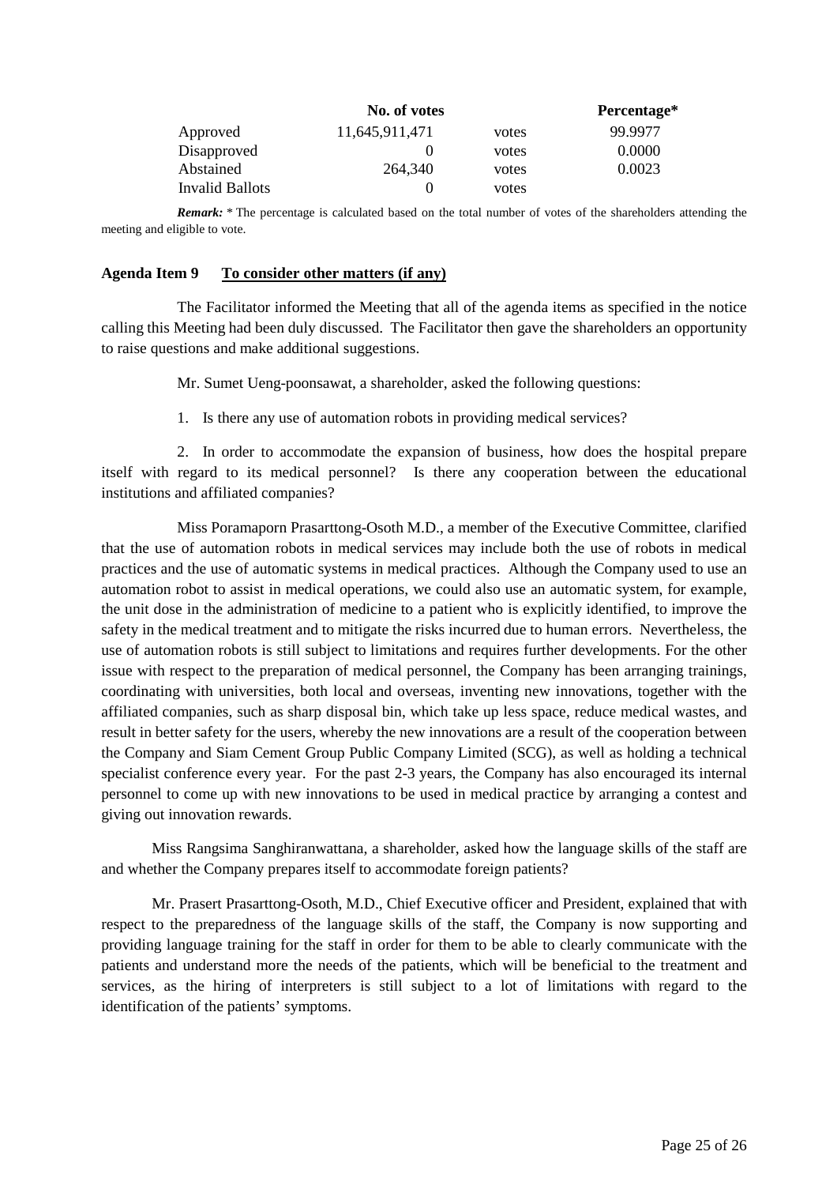| | No. of votes | | Percentage* |
|---|---|---|---|
| Approved | 11,645,911,471 | votes | 99.9977 |
| Disapproved | 0 | votes | 0.0000 |
| Abstained | 264,340 | votes | 0.0023 |
| Invalid Ballots | 0 | votes | |

***Remark:*** * The percentage is calculated based on the total number of votes of the shareholders attending the meeting and eligible to vote.

**Agenda Item 9** **<u>To consider other matters (if any)</u>**

The Facilitator informed the Meeting that all of the agenda items as specified in the notice calling this Meeting had been duly discussed. The Facilitator then gave the shareholders an opportunity to raise questions and make additional suggestions.

Mr. Sumet Ueng-poonsawat, a shareholder, asked the following questions:

1. Is there any use of automation robots in providing medical services?

2. In order to accommodate the expansion of business, how does the hospital prepare itself with regard to its medical personnel? Is there any cooperation between the educational institutions and affiliated companies?

Miss Poramaporn Prasarttong-Osoth M.D., a member of the Executive Committee, clarified that the use of automation robots in medical services may include both the use of robots in medical practices and the use of automatic systems in medical practices. Although the Company used to use an automation robot to assist in medical operations, we could also use an automatic system, for example, the unit dose in the administration of medicine to a patient who is explicitly identified, to improve the safety in the medical treatment and to mitigate the risks incurred due to human errors. Nevertheless, the use of automation robots is still subject to limitations and requires further developments. For the other issue with respect to the preparation of medical personnel, the Company has been arranging trainings, coordinating with universities, both local and overseas, inventing new innovations, together with the affiliated companies, such as sharp disposal bin, which take up less space, reduce medical wastes, and result in better safety for the users, whereby the new innovations are a result of the cooperation between the Company and Siam Cement Group Public Company Limited (SCG), as well as holding a technical specialist conference every year. For the past 2-3 years, the Company has also encouraged its internal personnel to come up with new innovations to be used in medical practice by arranging a contest and giving out innovation rewards.

Miss Rangsima Sanghiranwattana, a shareholder, asked how the language skills of the staff are and whether the Company prepares itself to accommodate foreign patients?

Mr. Prasert Prasarttong-Osoth, M.D., Chief Executive officer and President, explained that with respect to the preparedness of the language skills of the staff, the Company is now supporting and providing language training for the staff in order for them to be able to clearly communicate with the patients and understand more the needs of the patients, which will be beneficial to the treatment and services, as the hiring of interpreters is still subject to a lot of limitations with regard to the identification of the patients' symptoms.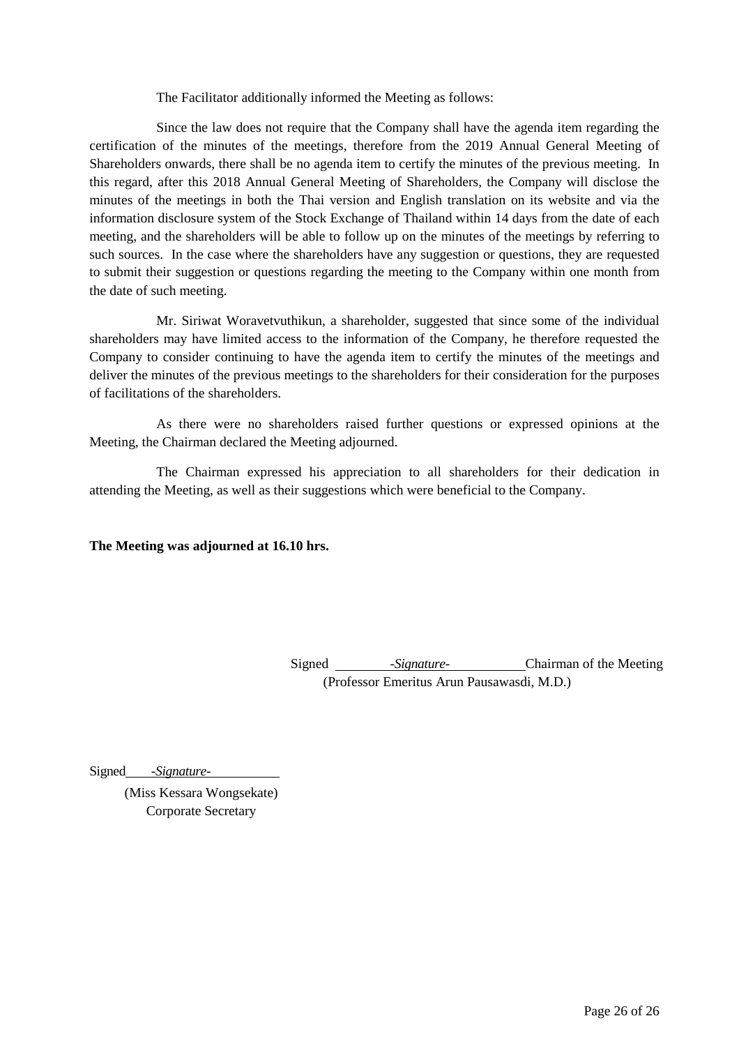The Facilitator additionally informed the Meeting as follows:

Since the law does not require that the Company shall have the agenda item regarding the certification of the minutes of the meetings, therefore from the 2019 Annual General Meeting of Shareholders onwards, there shall be no agenda item to certify the minutes of the previous meeting. In this regard, after this 2018 Annual General Meeting of Shareholders, the Company will disclose the minutes of the meetings in both the Thai version and English translation on its website and via the information disclosure system of the Stock Exchange of Thailand within 14 days from the date of each meeting, and the shareholders will be able to follow up on the minutes of the meetings by referring to such sources. In the case where the shareholders have any suggestion or questions, they are requested to submit their suggestion or questions regarding the meeting to the Company within one month from the date of such meeting.

Mr. Siriwat Woravetvuthikun, a shareholder, suggested that since some of the individual shareholders may have limited access to the information of the Company, he therefore requested the Company to consider continuing to have the agenda item to certify the minutes of the meetings and deliver the minutes of the previous meetings to the shareholders for their consideration for the purposes of facilitations of the shareholders.

As there were no shareholders raised further questions or expressed opinions at the Meeting, the Chairman declared the Meeting adjourned.

The Chairman expressed his appreciation to all shareholders for their dedication in attending the Meeting, as well as their suggestions which were beneficial to the Company.

**The Meeting was adjourned at 16.10 hrs.**

Signed *-Signature-* Chairman of the Meeting
(Professor Emeritus Arun Pausawasdi, M.D.)

Signed *-Signature-*
(Miss Kessara Wongsekate)
Corporate Secretary